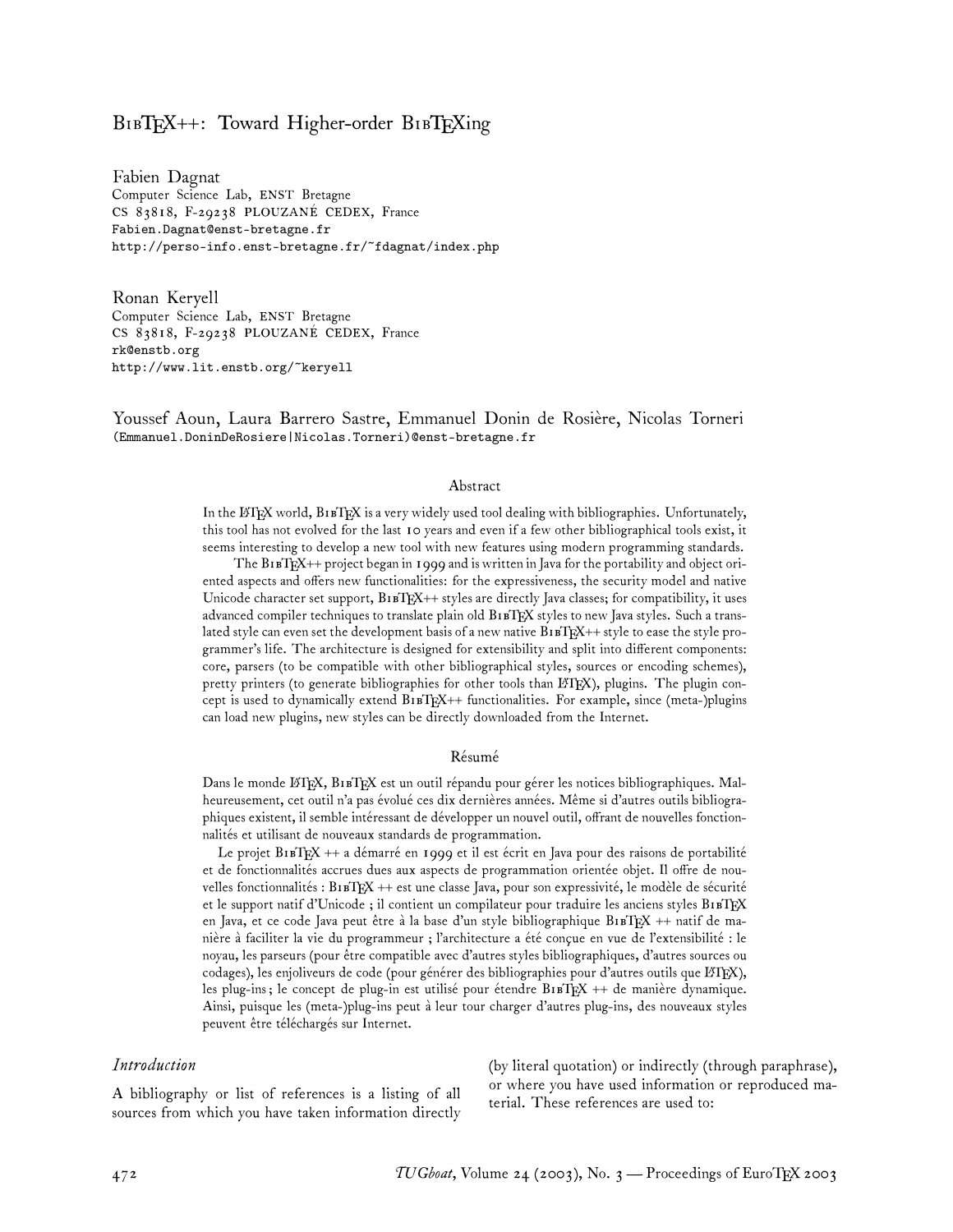# BibTeX++: Toward Higher-order BibTeXing

Fabien Dagnat
Computer Science Lab, ENST Bretagne
CS 83818, F-29238 PLOUZANÉ CEDEX, France
Fabien.Dagnat@enst-bretagne.fr
http://perso-info.enst-bretagne.fr/~fdagnat/index.php

Ronan Keryell
Computer Science Lab, ENST Bretagne
CS 83818, F-29238 PLOUZANÉ CEDEX, France
rk@enstb.org
http://www.lit.enstb.org/~keryell

Youssef Aoun, Laura Barrero Sastre, Emmanuel Donin de Rosière, Nicolas Torneri
(Emmanuel.DoninDeRosiere|Nicolas.Torneri)@enst-bretagne.fr

## Abstract

In the LaTeX world, BibTeX is a very widely used tool dealing with bibliographies. Unfortunately, this tool has not evolved for the last 10 years and even if a few other bibliographical tools exist, it seems interesting to develop a new tool with new features using modern programming standards.

The BibTeX++ project began in 1999 and is written in Java for the portability and object oriented aspects and offers new functionalities: for the expressiveness, the security model and native Unicode character set support, BibTeX++ styles are directly Java classes; for compatibility, it uses advanced compiler techniques to translate plain old BibTeX styles to new Java styles. Such a translated style can even set the development basis of a new native BibTeX++ style to ease the style programmer's life. The architecture is designed for extensibility and split into different components: core, parsers (to be compatible with other bibliographical styles, sources or encoding schemes), pretty printers (to generate bibliographies for other tools than LaTeX), plugins. The plugin concept is used to dynamically extend BibTeX++ functionalities. For example, since (meta-)plugins can load new plugins, new styles can be directly downloaded from the Internet.

## Résumé

Dans le monde LaTeX, BibTeX est un outil répandu pour gérer les notices bibliographiques. Malheureusement, cet outil n'a pas évolué ces dix dernières années. Même si d'autres outils bibliographiques existent, il semble intéressant de développer un nouvel outil, offrant de nouvelles fonctionnalités et utilisant de nouveaux standards de programmation.

Le projet BibTeX ++ a démarré en 1999 et il est écrit en Java pour des raisons de portabilité et de fonctionnalités accrues dues aux aspects de programmation orientée objet. Il offre de nouvelles fonctionnalités : BibTeX ++ est une classe Java, pour son expressivité, le modèle de sécurité et le support natif d'Unicode ; il contient un compilateur pour traduire les anciens styles BibTeX en Java, et ce code Java peut être à la base d'un style bibliographique BibTeX ++ natif de manière à faciliter la vie du programmeur ; l'architecture a été conçue en vue de l'extensibilité : le noyau, les parseurs (pour être compatible avec d'autres styles bibliographiques, d'autres sources ou codages), les enjoliveurs de code (pour générer des bibliographies pour d'autres outils que LaTeX), les plug-ins ; le concept de plug-in est utilisé pour étendre BibTeX ++ de manière dynamique. Ainsi, puisque les (meta-)plug-ins peut à leur tour charger d'autres plug-ins, des nouveaux styles peuvent être téléchargés sur Internet.

## *Introduction*

A bibliography or list of references is a listing of all sources from which you have taken information directly (by literal quotation) or indirectly (through paraphrase), or where you have used information or reproduced material. These references are used to: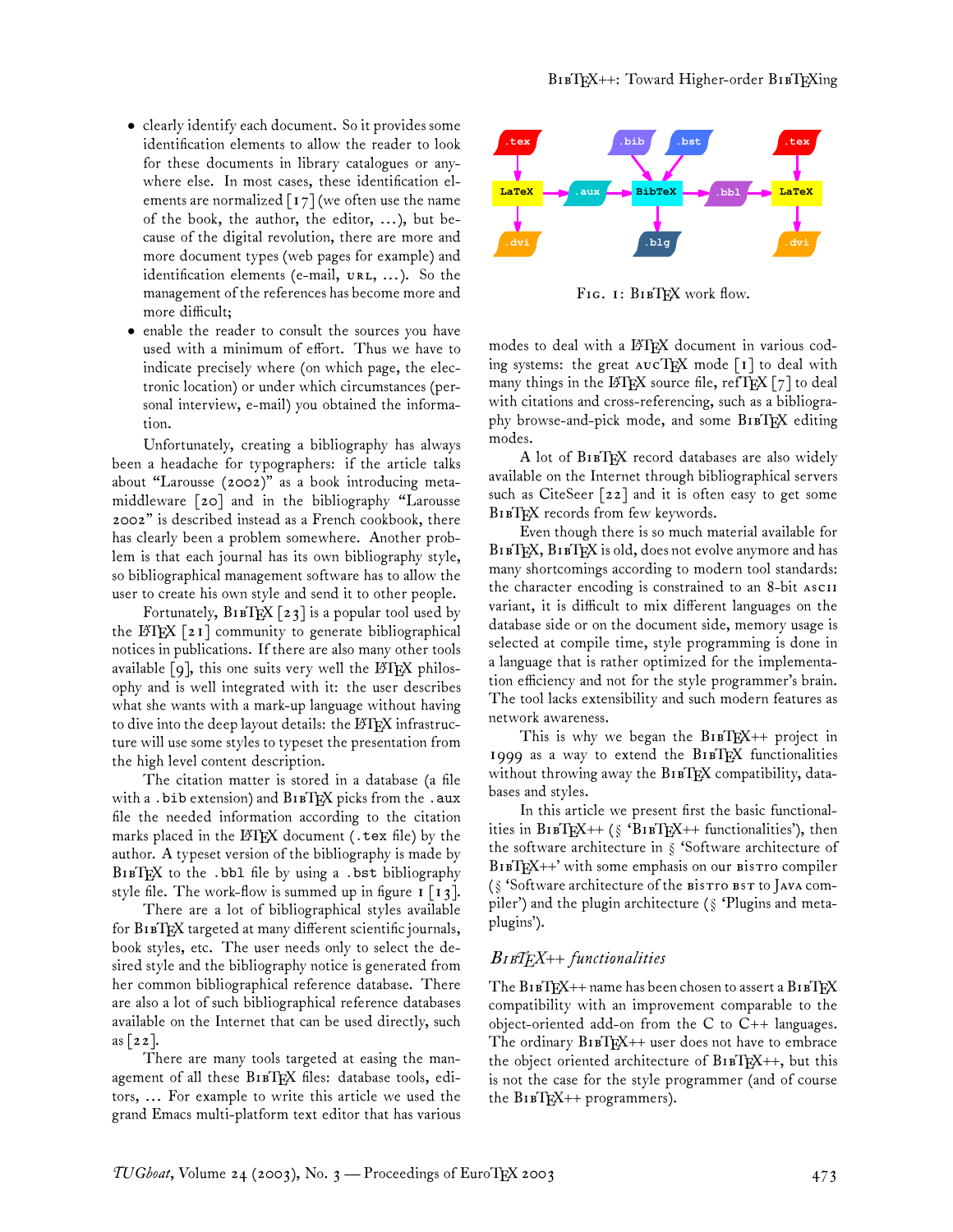- clearly identify each document. So it provides some identification elements to allow the reader to look for these documents in library catalogues or anywhere else. In most cases, these identification elements are normalized [17] (we often use the name of the book, the author, the editor, ...), but because of the digital revolution, there are more and more document types (web pages for example) and identification elements (e-mail, URL, ...). So the management of the references has become more and more difficult;
- enable the reader to consult the sources you have used with a minimum of effort. Thus we have to indicate precisely where (on which page, the electronic location) or under which circumstances (personal interview, e-mail) you obtained the information.

Unfortunately, creating a bibliography has always been a headache for typographers: if the article talks about "Larousse (2002)" as a book introducing meta-middleware [20] and in the bibliography "Larousse 2002" is described instead as a French cookbook, there has clearly been a problem somewhere. Another problem is that each journal has its own bibliography style, so bibliographical management software has to allow the user to create his own style and send it to other people.

Fortunately, BibTeX [23] is a popular tool used by the LaTeX [21] community to generate bibliographical notices in publications. If there are also many other tools available [9], this one suits very well the LaTeX philosophy and is well integrated with it: the user describes what she wants with a mark-up language without having to dive into the deep layout details: the LaTeX infrastructure will use some styles to typeset the presentation from the high level content description.

The citation matter is stored in a database (a file with a `.bib` extension) and BibTeX picks from the `.aux` file the needed information according to the citation marks placed in the LaTeX document (`.tex` file) by the author. A typeset version of the bibliography is made by BibTeX to the `.bbl` file by using a `.bst` bibliography style file. The work-flow is summed up in figure 1 [13].

There are a lot of bibliographical styles available for BibTeX targeted at many different scientific journals, book styles, etc. The user needs only to select the desired style and the bibliography notice is generated from her common bibliographical reference database. There are also a lot of such bibliographical reference databases available on the Internet that can be used directly, such as [22].

There are many tools targeted at easing the management of all these BibTeX files: database tools, editors, ... For example to write this article we used the grand Emacs multi-platform text editor that has various modes to deal with a LaTeX document in various coding systems: the great AUCTeX mode [1] to deal with many things in the LaTeX source file, refTeX [7] to deal with citations and cross-referencing, such as a bibliography browse-and-pick mode, and some BibTeX editing modes.

Fig. 1: BibTeX work flow.

A lot of BibTeX record databases are also widely available on the Internet through bibliographical servers such as CiteSeer [22] and it is often easy to get some BibTeX records from few keywords.

Even though there is so much material available for BibTeX, BibTeX is old, does not evolve anymore and has many shortcomings according to modern tool standards: the character encoding is constrained to an 8-bit ASCII variant, it is difficult to mix different languages on the database side or on the document side, memory usage is selected at compile time, style programming is done in a language that is rather optimized for the implementation efficiency and not for the style programmer's brain. The tool lacks extensibility and such modern features as network awareness.

This is why we began the BibTeX++ project in 1999 as a way to extend the BibTeX functionalities without throwing away the BibTeX compatibility, databases and styles.

In this article we present first the basic functionalities in BibTeX++ (§ 'BibTeX++ functionalities'), then the software architecture in § 'Software architecture of BibTeX++' with some emphasis on our BISTRO compiler (§ 'Software architecture of the BISTRO BST to JAVA compiler') and the plugin architecture (§ 'Plugins and meta-plugins').

## *BibTeX++ functionalities*

The BibTeX++ name has been chosen to assert a BibTeX compatibility with an improvement comparable to the object-oriented add-on from the C to C++ languages. The ordinary BibTeX++ user does not have to embrace the object oriented architecture of BibTeX++, but this is not the case for the style programmer (and of course the BibTeX++ programmers).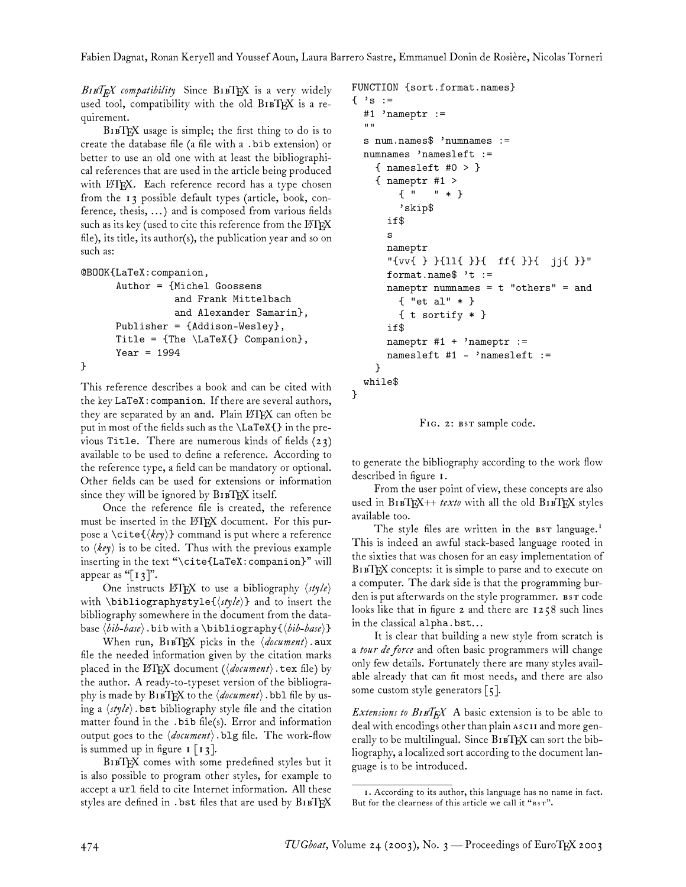*BibTeX compatibility* Since BibTeX is a very widely used tool, compatibility with the old BibTeX is a requirement.

BibTeX usage is simple; the first thing to do is to create the database file (a file with a `.bib` extension) or better to use an old one with at least the bibliographical references that are used in the article being produced with LaTeX. Each reference record has a type chosen from the 13 possible default types (article, book, conference, thesis, ...) and is composed from various fields such as its key (used to cite this reference from the LaTeX file), its title, its author(s), the publication year and so on such as:

```
@BOOK{LaTeX:companion,
      Author = {Michel Goossens
                and Frank Mittelbach
                and Alexander Samarin},
      Publisher = {Addison-Wesley},
      Title = {The \LaTeX{} Companion},
      Year = 1994
}
```

This reference describes a book and can be cited with the key `LaTeX:companion`. If there are several authors, they are separated by an `and`. Plain LaTeX can often be put in most of the fields such as the `\LaTeX{}` in the previous `Title`. There are numerous kinds of fields (23) available to be used to define a reference. According to the reference type, a field can be mandatory or optional. Other fields can be used for extensions or information since they will be ignored by BibTeX itself.

Once the reference file is created, the reference must be inserted in the LaTeX document. For this purpose a `\cite{⟨key⟩}` command is put where a reference to ⟨*key*⟩ is to be cited. Thus with the previous example inserting in the text "`\cite{LaTeX:companion}`" will appear as "[13]".

One instructs LaTeX to use a bibliography ⟨*style*⟩ with `\bibliographystyle{⟨style⟩}` and to insert the bibliography somewhere in the document from the database ⟨*bib-base*⟩`.bib` with a `\bibliography{⟨bib-base⟩}`

When run, BibTeX picks in the ⟨*document*⟩`.aux` file the needed information given by the citation marks placed in the LaTeX document (⟨*document*⟩`.tex` file) by the author. A ready-to-typeset version of the bibliography is made by BibTeX to the ⟨*document*⟩`.bbl` file by using a ⟨*style*⟩`.bst` bibliography style file and the citation matter found in the `.bib` file(s). Error and information output goes to the ⟨*document*⟩`.blg` file. The work-flow is summed up in figure 1 [13].

BibTeX comes with some predefined styles but it is also possible to program other styles, for example to accept a `url` field to cite Internet information. All these styles are defined in `.bst` files that are used by BibTeX to generate the bibliography according to the work flow described in figure 1.

```
FUNCTION {sort.format.names}
{ 's :=
  #1 'nameptr :=
  ""
  s num.names$ 'numnames :=
  numnames 'namesleft :=
    { namesleft #0 > }
    { nameptr #1 >
        { "   " * }
        'skip$
      if$
      s
      nameptr
      "{vv{ } }{ll{ }}{  ff{ }}{  jj{ }}"
      format.name$ 't :=
      nameptr numnames = t "others" = and
        { "et al" * }
        { t sortify * }
      if$
      nameptr #1 + 'nameptr :=
      namesleft #1 - 'namesleft :=
    }
  while$
}
```

Fig. 2: BST sample code.

From the user point of view, these concepts are also used in BibTeX++ *texto* with all the old BibTeX styles available too.

The style files are written in the BST language.[1] This is indeed an awful stack-based language rooted in the sixties that was chosen for an easy implementation of BibTeX concepts: it is simple to parse and to execute on a computer. The dark side is that the programming burden is put afterwards on the style programmer. BST code looks like that in figure 2 and there are 1258 such lines in the classical `alpha.bst`...

It is clear that building a new style from scratch is a *tour de force* and often basic programmers will change only few details. Fortunately there are many styles available already that can fit most needs, and there are also some custom style generators [5].

*Extensions to BibTeX* A basic extension is to be able to deal with encodings other than plain ASCII and more generally to be multilingual. Since BibTeX can sort the bibliography, a localized sort according to the document language is to be introduced.

1. According to its author, this language has no name in fact. But for the clearness of this article we call it "BST".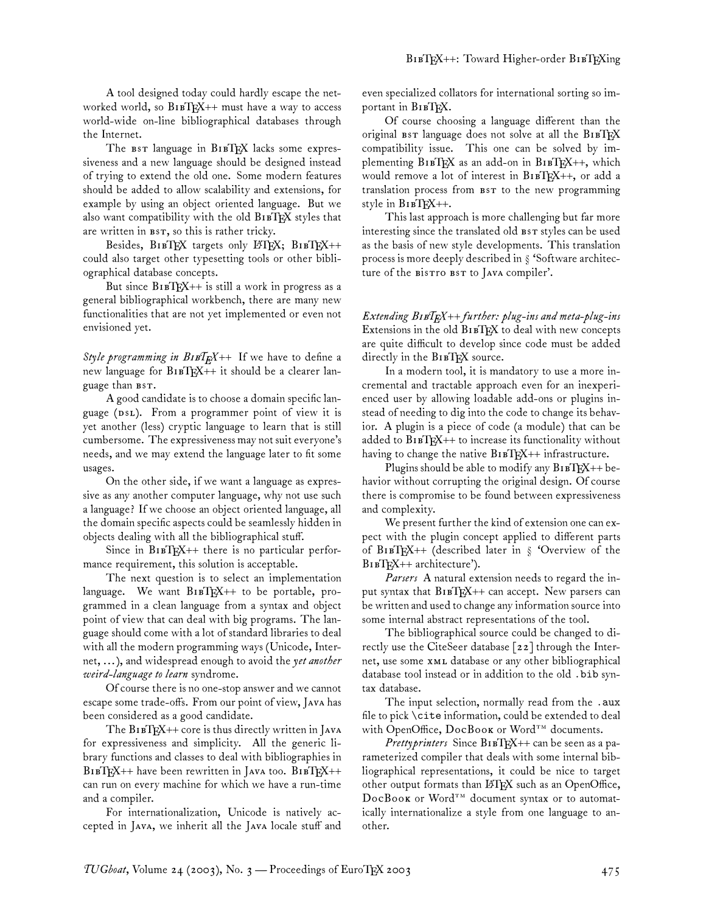A tool designed today could hardly escape the networked world, so BibTeX++ must have a way to access world-wide on-line bibliographical databases through the Internet.

The BST language in BibTeX lacks some expressiveness and a new language should be designed instead of trying to extend the old one. Some modern features should be added to allow scalability and extensions, for example by using an object oriented language. But we also want compatibility with the old BibTeX styles that are written in BST, so this is rather tricky.

Besides, BibTeX targets only LaTeX; BibTeX++ could also target other typesetting tools or other bibliographical database concepts.

But since BibTeX++ is still a work in progress as a general bibliographical workbench, there are many new functionalities that are not yet implemented or even not envisioned yet.

*Style programming in BibTeX++* If we have to define a new language for BibTeX++ it should be a clearer language than BST.

A good candidate is to choose a domain specific language (DSL). From a programmer point of view it is yet another (less) cryptic language to learn that is still cumbersome. The expressiveness may not suit everyone's needs, and we may extend the language later to fit some usages.

On the other side, if we want a language as expressive as any another computer language, why not use such a language? If we choose an object oriented language, all the domain specific aspects could be seamlessly hidden in objects dealing with all the bibliographical stuff.

Since in BibTeX++ there is no particular performance requirement, this solution is acceptable.

The next question is to select an implementation language. We want BibTeX++ to be portable, programmed in a clean language from a syntax and object point of view that can deal with big programs. The language should come with a lot of standard libraries to deal with all the modern programming ways (Unicode, Internet, ...), and widespread enough to avoid the *yet another weird-language to learn* syndrome.

Of course there is no one-stop answer and we cannot escape some trade-offs. From our point of view, Java has been considered as a good candidate.

The BibTeX++ core is thus directly written in Java for expressiveness and simplicity. All the generic library functions and classes to deal with bibliographies in BibTeX++ have been rewritten in Java too. BibTeX++ can run on every machine for which we have a run-time and a compiler.

For internationalization, Unicode is natively accepted in Java, we inherit all the Java locale stuff and even specialized collators for international sorting so important in BibTeX.

Of course choosing a language different than the original BST language does not solve at all the BibTeX compatibility issue. This one can be solved by implementing BibTeX as an add-on in BibTeX++, which would remove a lot of interest in BibTeX++, or add a translation process from BST to the new programming style in BibTeX++.

This last approach is more challenging but far more interesting since the translated old BST styles can be used as the basis of new style developments. This translation process is more deeply described in § 'Software architecture of the Bistro BST to Java compiler'.

*Extending BibTeX++ further: plug-ins and meta-plug-ins* Extensions in the old BibTeX to deal with new concepts are quite difficult to develop since code must be added directly in the BibTeX source.

In a modern tool, it is mandatory to use a more incremental and tractable approach even for an inexperienced user by allowing loadable add-ons or plugins instead of needing to dig into the code to change its behavior. A plugin is a piece of code (a module) that can be added to BibTeX++ to increase its functionality without having to change the native BibTeX++ infrastructure.

Plugins should be able to modify any BibTeX++ behavior without corrupting the original design. Of course there is compromise to be found between expressiveness and complexity.

We present further the kind of extension one can expect with the plugin concept applied to different parts of BibTeX++ (described later in § 'Overview of the BibTeX++ architecture').

*Parsers* A natural extension needs to regard the input syntax that BibTeX++ can accept. New parsers can be written and used to change any information source into some internal abstract representations of the tool.

The bibliographical source could be changed to directly use the CiteSeer database [22] through the Internet, use some XML database or any other bibliographical database tool instead or in addition to the old `.bib` syntax database.

The input selection, normally read from the `.aux` file to pick `\cite` information, could be extended to deal with OpenOffice, DocBook or Word™ documents.

*Prettyprinters* Since BibTeX++ can be seen as a parameterized compiler that deals with some internal bibliographical representations, it could be nice to target other output formats than LaTeX such as an OpenOffice, DocBook or Word™ document syntax or to automatically internationalize a style from one language to another.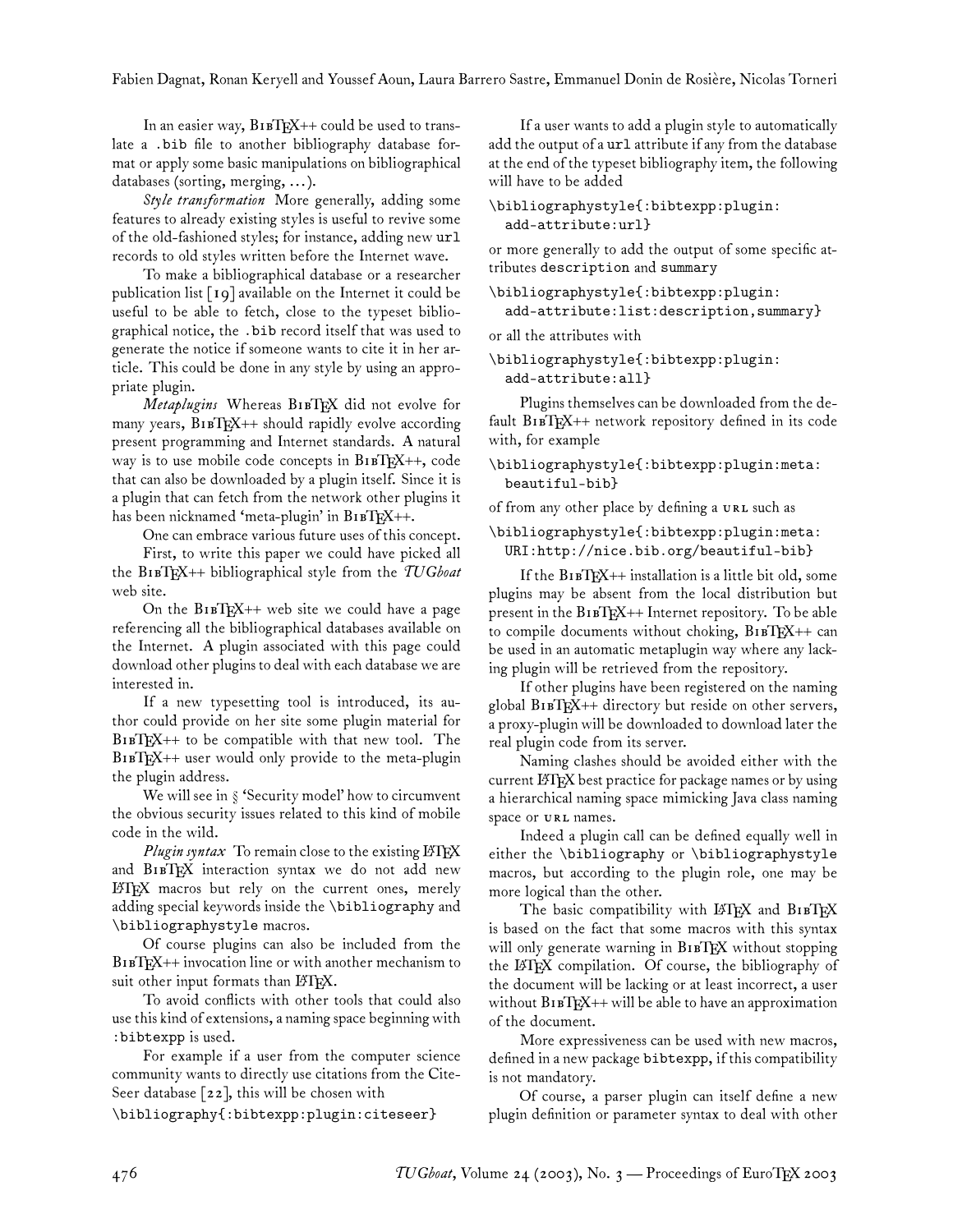In an easier way, BibTeX++ could be used to translate a .bib file to another bibliography database format or apply some basic manipulations on bibliographical databases (sorting, merging, ...).

*Style transformation* More generally, adding some features to already existing styles is useful to revive some of the old-fashioned styles; for instance, adding new url records to old styles written before the Internet wave.

To make a bibliographical database or a researcher publication list [19] available on the Internet it could be useful to be able to fetch, close to the typeset bibliographical notice, the .bib record itself that was used to generate the notice if someone wants to cite it in her article. This could be done in any style by using an appropriate plugin.

*Metaplugins* Whereas BibTeX did not evolve for many years, BibTeX++ should rapidly evolve according present programming and Internet standards. A natural way is to use mobile code concepts in BibTeX++, code that can also be downloaded by a plugin itself. Since it is a plugin that can fetch from the network other plugins it has been nicknamed 'meta-plugin' in BibTeX++.

One can embrace various future uses of this concept.

First, to write this paper we could have picked all the BibTeX++ bibliographical style from the *TUGboat* web site.

On the BibTeX++ web site we could have a page referencing all the bibliographical databases available on the Internet. A plugin associated with this page could download other plugins to deal with each database we are interested in.

If a new typesetting tool is introduced, its author could provide on her site some plugin material for BibTeX++ to be compatible with that new tool. The BibTeX++ user would only provide to the meta-plugin the plugin address.

We will see in § 'Security model' how to circumvent the obvious security issues related to this kind of mobile code in the wild.

*Plugin syntax* To remain close to the existing LaTeX and BibTeX interaction syntax we do not add new LaTeX macros but rely on the current ones, merely adding special keywords inside the \bibliography and \bibliographystyle macros.

Of course plugins can also be included from the BibTeX++ invocation line or with another mechanism to suit other input formats than LaTeX.

To avoid conflicts with other tools that could also use this kind of extensions, a naming space beginning with :bibtexpp is used.

For example if a user from the computer science community wants to directly use citations from the CiteSeer database [22], this will be chosen with

```
\bibliography{:bibtexpp:plugin:citeseer}
```

If a user wants to add a plugin style to automatically add the output of a url attribute if any from the database at the end of the typeset bibliography item, the following will have to be added

```
\bibliographystyle{:bibtexpp:plugin:
  add-attribute:url}
```

or more generally to add the output of some specific attributes description and summary

```
\bibliographystyle{:bibtexpp:plugin:
  add-attribute:list:description,summary}
```

or all the attributes with

```
\bibliographystyle{:bibtexpp:plugin:
  add-attribute:all}
```

Plugins themselves can be downloaded from the default BibTeX++ network repository defined in its code with, for example

```
\bibliographystyle{:bibtexpp:plugin:meta:
  beautiful-bib}
```

of from any other place by defining a URL such as

```
\bibliographystyle{:bibtexpp:plugin:meta:
  URI:http://nice.bib.org/beautiful-bib}
```

If the BibTeX++ installation is a little bit old, some plugins may be absent from the local distribution but present in the BibTeX++ Internet repository. To be able to compile documents without choking, BibTeX++ can be used in an automatic metaplugin way where any lacking plugin will be retrieved from the repository.

If other plugins have been registered on the naming global BibTeX++ directory but reside on other servers, a proxy-plugin will be downloaded to download later the real plugin code from its server.

Naming clashes should be avoided either with the current LaTeX best practice for package names or by using a hierarchical naming space mimicking Java class naming space or URL names.

Indeed a plugin call can be defined equally well in either the \bibliography or \bibliographystyle macros, but according to the plugin role, one may be more logical than the other.

The basic compatibility with LaTeX and BibTeX is based on the fact that some macros with this syntax will only generate warning in BibTeX without stopping the LaTeX compilation. Of course, the bibliography of the document will be lacking or at least incorrect, a user without BibTeX++ will be able to have an approximation of the document.

More expressiveness can be used with new macros, defined in a new package bibtexpp, if this compatibility is not mandatory.

Of course, a parser plugin can itself define a new plugin definition or parameter syntax to deal with other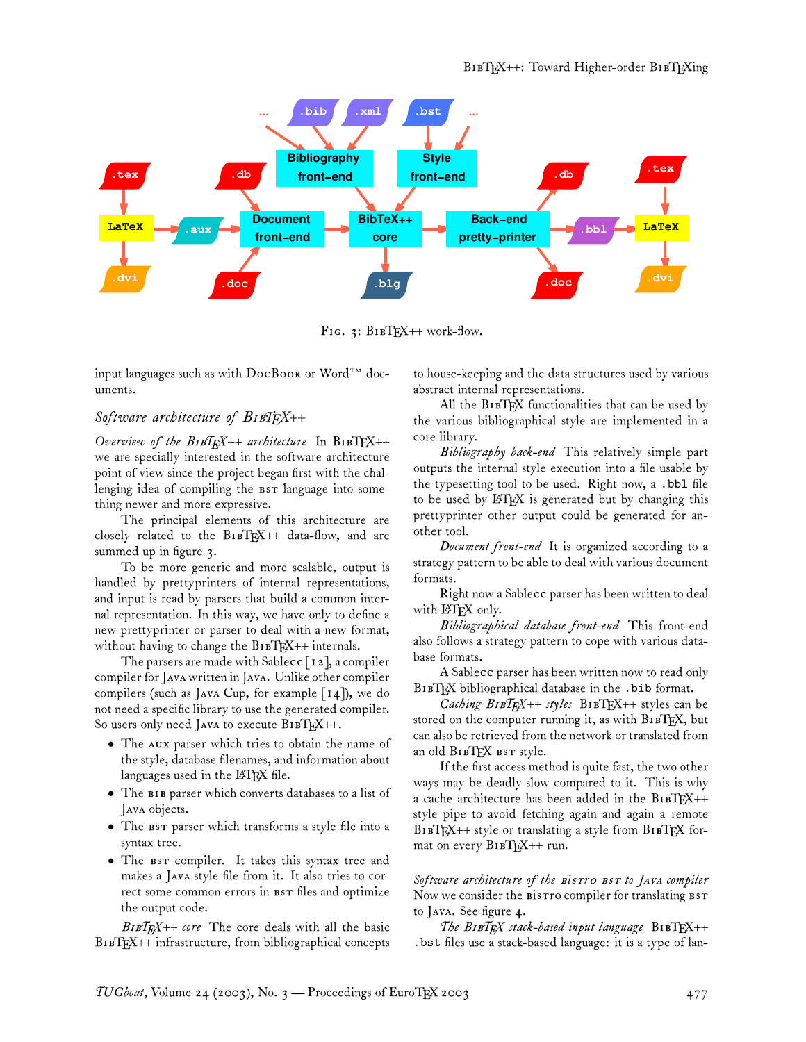Fig. 3: BibTeX++ work-flow.

input languages such as with DocBook or Word™ documents.

## *Software architecture of BibTeX++*

*Overview of the BibTeX++ architecture* In BibTeX++ we are specially interested in the software architecture point of view since the project began first with the challenging idea of compiling the BST language into something newer and more expressive.

The principal elements of this architecture are closely related to the BibTeX++ data-flow, and are summed up in figure 3.

To be more generic and more scalable, output is handled by prettyprinters of internal representations, and input is read by parsers that build a common internal representation. In this way, we have only to define a new prettyprinter or parser to deal with a new format, without having to change the BibTeX++ internals.

The parsers are made with Sablecc [12], a compiler compiler for Java written in Java. Unlike other compiler compilers (such as Java Cup, for example [14]), we do not need a specific library to use the generated compiler. So users only need Java to execute BibTeX++.

- The AUX parser which tries to obtain the name of the style, database filenames, and information about languages used in the LaTeX file.
- The BIB parser which converts databases to a list of Java objects.
- The BST parser which transforms a style file into a syntax tree.
- The BST compiler. It takes this syntax tree and makes a Java style file from it. It also tries to correct some common errors in BST files and optimize the output code.

*BibTeX++ core* The core deals with all the basic BibTeX++ infrastructure, from bibliographical concepts to house-keeping and the data structures used by various abstract internal representations.

All the BibTeX functionalities that can be used by the various bibliographical style are implemented in a core library.

*Bibliography back-end* This relatively simple part outputs the internal style execution into a file usable by the typesetting tool to be used. Right now, a `.bbl` file to be used by LaTeX is generated but by changing this prettyprinter other output could be generated for another tool.

*Document front-end* It is organized according to a strategy pattern to be able to deal with various document formats.

Right now a Sablecc parser has been written to deal with LaTeX only.

*Bibliographical database front-end* This front-end also follows a strategy pattern to cope with various database formats.

A Sablecc parser has been written now to read only BibTeX bibliographical database in the `.bib` format.

*Caching BibTeX++ styles* BibTeX++ styles can be stored on the computer running it, as with BibTeX, but can also be retrieved from the network or translated from an old BibTeX BST style.

If the first access method is quite fast, the two other ways may be deadly slow compared to it. This is why a cache architecture has been added in the BibTeX++ style pipe to avoid fetching again and again a remote BibTeX++ style or translating a style from BibTeX format on every BibTeX++ run.

## *Software architecture of the BISTRO BST to Java compiler*

Now we consider the BISTRO compiler for translating BST to Java. See figure 4.

*The BibTeX stack-based input language* BibTeX++ `.bst` files use a stack-based language: it is a type of lan-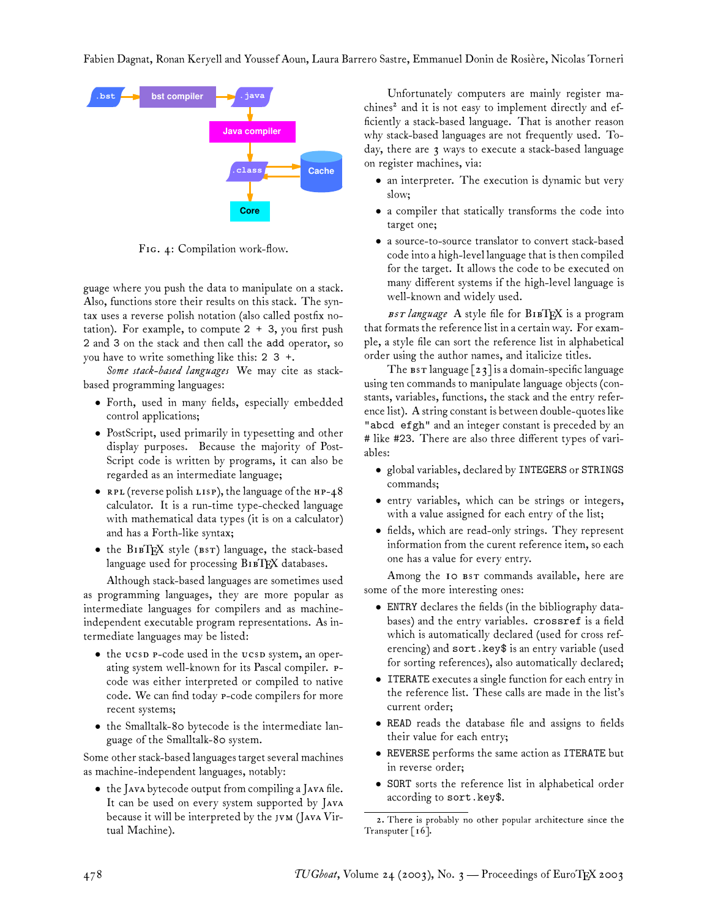.bst → bst compiler → .java → Java compiler → .class ⇄ Cache → Core

Fig. 4: Compilation work-flow.

guage where you push the data to manipulate on a stack. Also, functions store their results on this stack. The syntax uses a reverse polish notation (also called postfix notation). For example, to compute `2 + 3`, you first push `2` and `3` on the stack and then call the `add` operator, so you have to write something like this: `2 3 +`.

*Some stack-based languages* We may cite as stack-based programming languages:

- Forth, used in many fields, especially embedded control applications;
- PostScript, used primarily in typesetting and other display purposes. Because the majority of PostScript code is written by programs, it can also be regarded as an intermediate language;
- RPL (reverse polish LISP), the language of the HP-48 calculator. It is a run-time type-checked language with mathematical data types (it is on a calculator) and has a Forth-like syntax;
- the BibTeX style (BST) language, the stack-based language used for processing BibTeX databases.

Although stack-based languages are sometimes used as programming languages, they are more popular as intermediate languages for compilers and as machine-independent executable program representations. As intermediate languages may be listed:

- the UCSD P-code used in the UCSD system, an operating system well-known for its Pascal compiler. P-code was either interpreted or compiled to native code. We can find today P-code compilers for more recent systems;
- the Smalltalk-80 bytecode is the intermediate language of the Smalltalk-80 system.

Some other stack-based languages target several machines as machine-independent languages, notably:

- the Java bytecode output from compiling a Java file. It can be used on every system supported by Java because it will be interpreted by the JVM (Java Virtual Machine).

Unfortunately computers are mainly register machines[2] and it is not easy to implement directly and efficiently a stack-based language. That is another reason why stack-based languages are not frequently used. Today, there are 3 ways to execute a stack-based language on register machines, via:

- an interpreter. The execution is dynamic but very slow;
- a compiler that statically transforms the code into target one;
- a source-to-source translator to convert stack-based code into a high-level language that is then compiled for the target. It allows the code to be executed on many different systems if the high-level language is well-known and widely used.

*BST language* A style file for BibTeX is a program that formats the reference list in a certain way. For example, a style file can sort the reference list in alphabetical order using the author names, and italicize titles.

The BST language [23] is a domain-specific language using ten commands to manipulate language objects (constants, variables, functions, the stack and the entry reference list). A string constant is between double-quotes like `"abcd efgh"` and an integer constant is preceded by an # like `#23`. There are also three different types of variables:

- global variables, declared by `INTEGERS` or `STRINGS` commands;
- entry variables, which can be strings or integers, with a value assigned for each entry of the list;
- fields, which are read-only strings. They represent information from the curent reference item, so each one has a value for every entry.

Among the 10 BST commands available, here are some of the more interesting ones:

- `ENTRY` declares the fields (in the bibliography databases) and the entry variables. `crossref` is a field which is automatically declared (used for cross referencing) and `sort.key$` is an entry variable (used for sorting references), also automatically declared;
- `ITERATE` executes a single function for each entry in the reference list. These calls are made in the list's current order;
- `READ` reads the database file and assigns to fields their value for each entry;
- `REVERSE` performs the same action as `ITERATE` but in reverse order;
- `SORT` sorts the reference list in alphabetical order according to `sort.key$`.

2. There is probably no other popular architecture since the Transputer [16].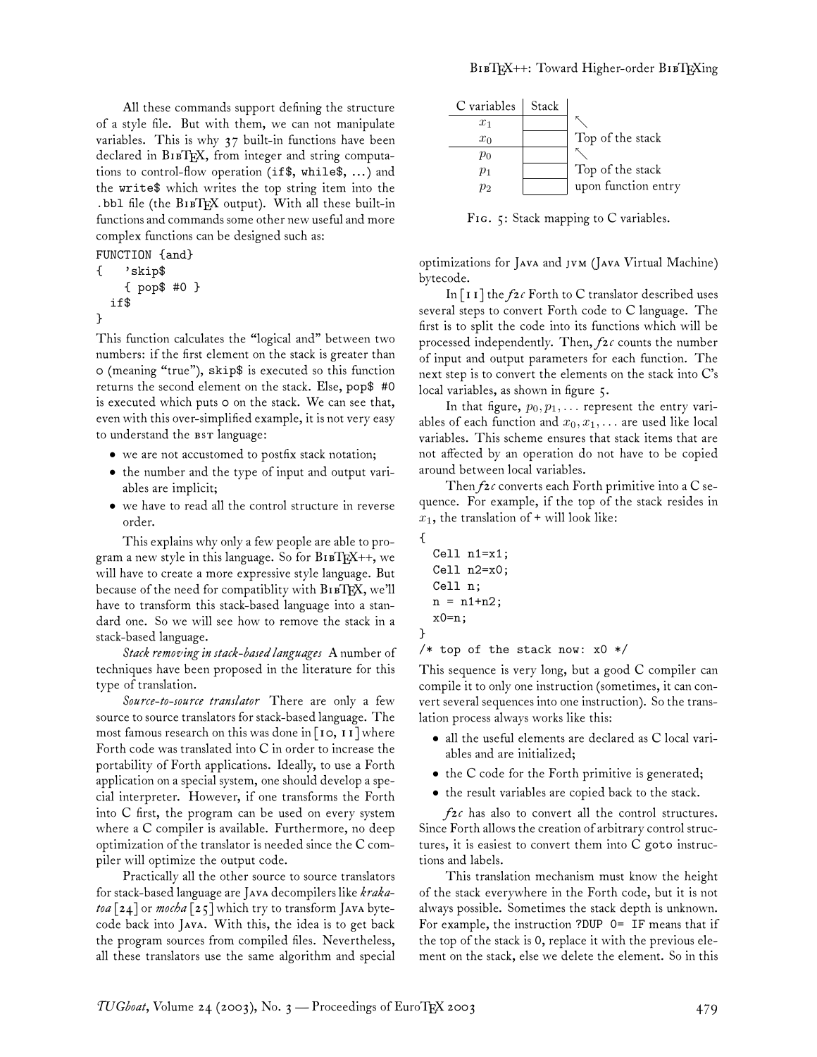All these commands support defining the structure of a style file. But with them, we can not manipulate variables. This is why 37 built-in functions have been declared in BibTeX, from integer and string computations to control-flow operation (`if$`, `while$`, ...) and the `write$` which writes the top string item into the `.bbl` file (the BibTeX output). With all these built-in functions and commands some other new useful and more complex functions can be designed such as:

```
FUNCTION {and}
{   'skip$
    { pop$ #0 }
  if$
}
```

This function calculates the "logical and" between two numbers: if the first element on the stack is greater than 0 (meaning "true"), `skip$` is executed so this function returns the second element on the stack. Else, `pop$ #0` is executed which puts 0 on the stack. We can see that, even with this over-simplified example, it is not very easy to understand the BST language:

- we are not accustomed to postfix stack notation;
- the number and the type of input and output variables are implicit;
- we have to read all the control structure in reverse order.

This explains why only a few people are able to program a new style in this language. So for BibTeX++, we will have to create a more expressive style language. But because of the need for compatiblity with BibTeX, we'll have to transform this stack-based language into a standard one. So we will see how to remove the stack in a stack-based language.

*Stack removing in stack-based languages* A number of techniques have been proposed in the literature for this type of translation.

*Source-to-source translator* There are only a few source to source translators for stack-based language. The most famous research on this was done in [10, 11] where Forth code was translated into C in order to increase the portability of Forth applications. Ideally, to use a Forth application on a special system, one should develop a special interpreter. However, if one transforms the Forth into C first, the program can be used on every system where a C compiler is available. Furthermore, no deep optimization of the translator is needed since the C compiler will optimize the output code.

Practically all the other source to source translators for stack-based language are Java decompilers like *krakatoa* [24] or *mocha* [25] which try to transform Java bytecode back into Java. With this, the idea is to get back the program sources from compiled files. Nevertheless, all these translators use the same algorithm and special optimizations for Java and JVM (Java Virtual Machine) bytecode.

| C variables | Stack | |
|---|---|---|
| $x_1$ | | ↖ |
| $x_0$ | | Top of the stack |
| $p_0$ | | ↖ |
| $p_1$ | | Top of the stack |
| $p_2$ | | upon function entry |

Fig. 5: Stack mapping to C variables.

In [11] the *f2c* Forth to C translator described uses several steps to convert Forth code to C language. The first is to split the code into its functions which will be processed independently. Then, *f2c* counts the number of input and output parameters for each function. The next step is to convert the elements on the stack into C's local variables, as shown in figure 5.

In that figure, $p_0, p_1, \ldots$ represent the entry variables of each function and $x_0, x_1, \ldots$ are used like local variables. This scheme ensures that stack items that are not affected by an operation do not have to be copied around between local variables.

Then *f2c* converts each Forth primitive into a C sequence. For example, if the top of the stack resides in $x_1$, the translation of `+` will look like:

```
{
  Cell n1=x1;
  Cell n2=x0;
  Cell n;
  n = n1+n2;
  x0=n;
}
/* top of the stack now: x0 */
```

This sequence is very long, but a good C compiler can compile it to only one instruction (sometimes, it can convert several sequences into one instruction). So the translation process always works like this:

- all the useful elements are declared as C local variables and are initialized;
- the C code for the Forth primitive is generated;
- the result variables are copied back to the stack.

*f2c* has also to convert all the control structures. Since Forth allows the creation of arbitrary control structures, it is easiest to convert them into C `goto` instructions and labels.

This translation mechanism must know the height of the stack everywhere in the Forth code, but it is not always possible. Sometimes the stack depth is unknown. For example, the instruction `?DUP 0= IF` means that if the top of the stack is `0`, replace it with the previous element on the stack, else we delete the element. So in this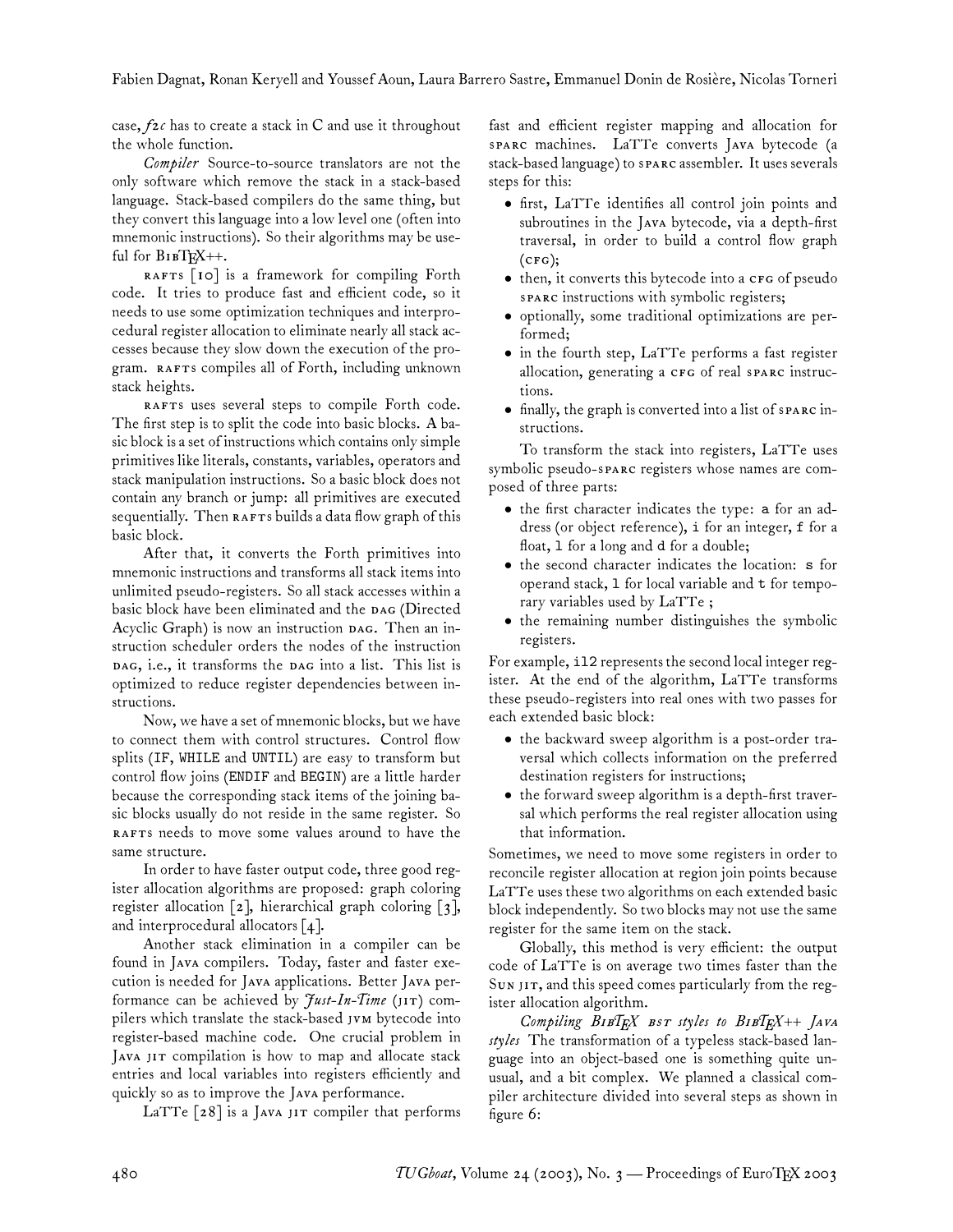case, *f2c* has to create a stack in C and use it throughout the whole function.

*Compiler* Source-to-source translators are not the only software which remove the stack in a stack-based language. Stack-based compilers do the same thing, but they convert this language into a low level one (often into mnemonic instructions). So their algorithms may be useful for BibTeX++.

RAFTS [10] is a framework for compiling Forth code. It tries to produce fast and efficient code, so it needs to use some optimization techniques and interprocedural register allocation to eliminate nearly all stack accesses because they slow down the execution of the program. RAFTS compiles all of Forth, including unknown stack heights.

RAFTS uses several steps to compile Forth code. The first step is to split the code into basic blocks. A basic block is a set of instructions which contains only simple primitives like literals, constants, variables, operators and stack manipulation instructions. So a basic block does not contain any branch or jump: all primitives are executed sequentially. Then RAFTS builds a data flow graph of this basic block.

After that, it converts the Forth primitives into mnemonic instructions and transforms all stack items into unlimited pseudo-registers. So all stack accesses within a basic block have been eliminated and the DAG (Directed Acyclic Graph) is now an instruction DAG. Then an instruction scheduler orders the nodes of the instruction DAG, i.e., it transforms the DAG into a list. This list is optimized to reduce register dependencies between instructions.

Now, we have a set of mnemonic blocks, but we have to connect them with control structures. Control flow splits (`IF`, `WHILE` and `UNTIL`) are easy to transform but control flow joins (`ENDIF` and `BEGIN`) are a little harder because the corresponding stack items of the joining basic blocks usually do not reside in the same register. So RAFTS needs to move some values around to have the same structure.

In order to have faster output code, three good register allocation algorithms are proposed: graph coloring register allocation [2], hierarchical graph coloring [3], and interprocedural allocators [4].

Another stack elimination in a compiler can be found in JAVA compilers. Today, faster and faster execution is needed for JAVA applications. Better JAVA performance can be achieved by *Just-In-Time* (JIT) compilers which translate the stack-based JVM bytecode into register-based machine code. One crucial problem in JAVA JIT compilation is how to map and allocate stack entries and local variables into registers efficiently and quickly so as to improve the JAVA performance.

LaTTe [28] is a JAVA JIT compiler that performs fast and efficient register mapping and allocation for SPARC machines. LaTTe converts JAVA bytecode (a stack-based language) to SPARC assembler. It uses severals steps for this:

- first, LaTTe identifies all control join points and subroutines in the JAVA bytecode, via a depth-first traversal, in order to build a control flow graph (CFG);
- then, it converts this bytecode into a CFG of pseudo SPARC instructions with symbolic registers;
- optionally, some traditional optimizations are performed;
- in the fourth step, LaTTe performs a fast register allocation, generating a CFG of real SPARC instructions.
- finally, the graph is converted into a list of SPARC instructions.

To transform the stack into registers, LaTTe uses symbolic pseudo-SPARC registers whose names are composed of three parts:

- the first character indicates the type: `a` for an address (or object reference), `i` for an integer, `f` for a float, `l` for a long and `d` for a double;
- the second character indicates the location: `s` for operand stack, `l` for local variable and `t` for temporary variables used by LaTTe ;
- the remaining number distinguishes the symbolic registers.

For example, `il2` represents the second local integer register. At the end of the algorithm, LaTTe transforms these pseudo-registers into real ones with two passes for each extended basic block:

- the backward sweep algorithm is a post-order traversal which collects information on the preferred destination registers for instructions;
- the forward sweep algorithm is a depth-first traversal which performs the real register allocation using that information.

Sometimes, we need to move some registers in order to reconcile register allocation at region join points because LaTTe uses these two algorithms on each extended basic block independently. So two blocks may not use the same register for the same item on the stack.

Globally, this method is very efficient: the output code of LaTTe is on average two times faster than the SUN JIT, and this speed comes particularly from the register allocation algorithm.

*Compiling BibTeX BST styles to BibTeX++ JAVA styles* The transformation of a typeless stack-based language into an object-based one is something quite unusual, and a bit complex. We planned a classical compiler architecture divided into several steps as shown in figure 6: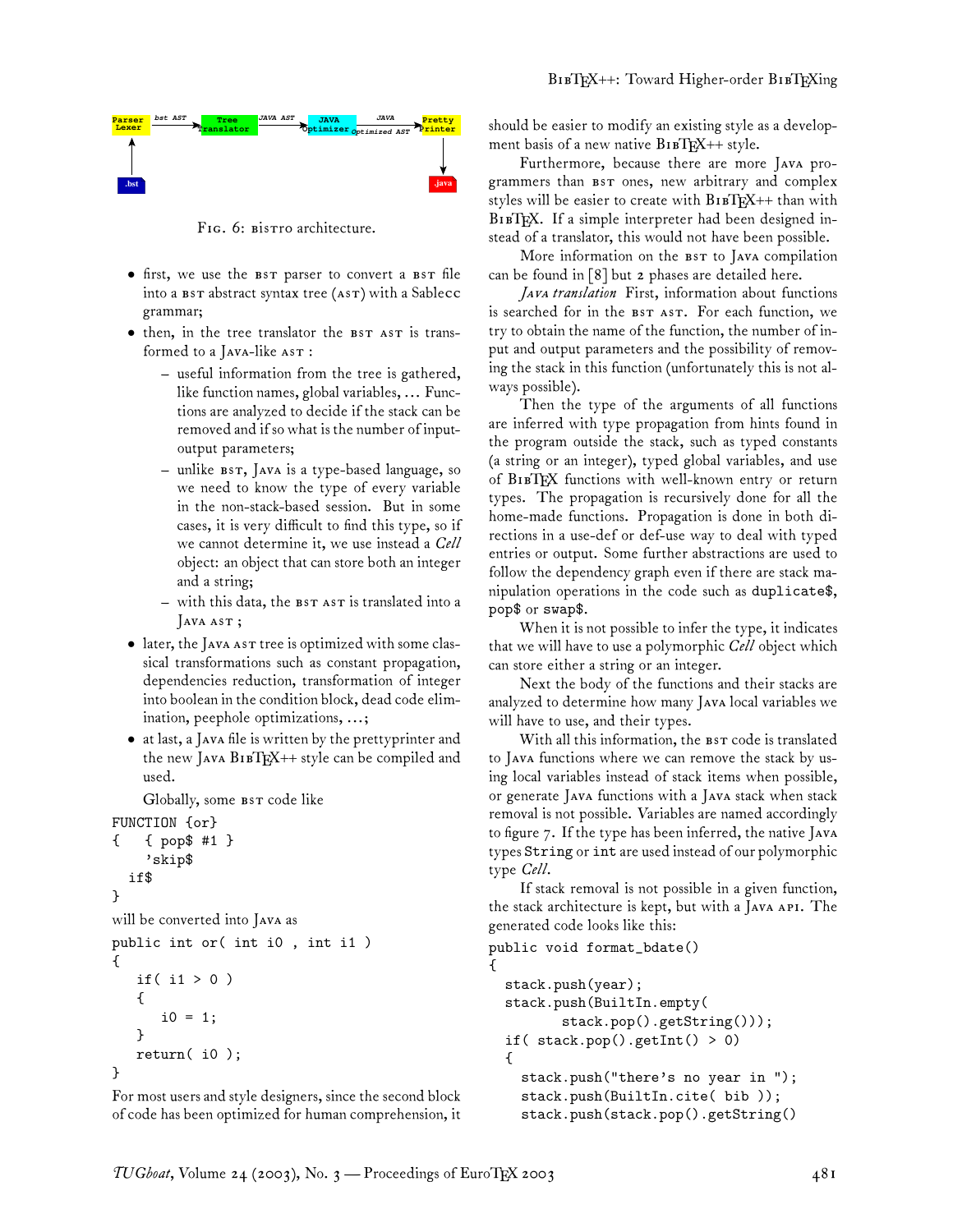Fig. 6: BiStro architecture.

- first, we use the BST parser to convert a BST file into a BST abstract syntax tree (AST) with a Sablecc grammar;
- then, in the tree translator the BST AST is transformed to a Java-like AST :
  - useful information from the tree is gathered, like function names, global variables, ... Functions are analyzed to decide if the stack can be removed and if so what is the number of input-output parameters;
  - unlike BST, Java is a type-based language, so we need to know the type of every variable in the non-stack-based session. But in some cases, it is very difficult to find this type, so if we cannot determine it, we use instead a *Cell* object: an object that can store both an integer and a string;
  - with this data, the BST AST is translated into a Java AST ;
- later, the Java AST tree is optimized with some classical transformations such as constant propagation, dependencies reduction, transformation of integer into boolean in the condition block, dead code elimination, peephole optimizations, ...;
- at last, a Java file is written by the prettyprinter and the new Java BibTeX++ style can be compiled and used.

Globally, some BST code like

```
FUNCTION {or}
{   { pop$ #1 }
    'skip$
  if$
}
```

will be converted into Java as

```
public int or( int i0 , int i1 )
{
   if( i1 > 0 )
   {
      i0 = 1;
   }
   return( i0 );
}
```

For most users and style designers, since the second block of code has been optimized for human comprehension, it should be easier to modify an existing style as a development basis of a new native BibTeX++ style.

Furthermore, because there are more Java programmers than BST ones, new arbitrary and complex styles will be easier to create with BibTeX++ than with BibTeX. If a simple interpreter had been designed instead of a translator, this would not have been possible.

More information on the BST to Java compilation can be found in [8] but 2 phases are detailed here.

*Java translation* First, information about functions is searched for in the BST AST. For each function, we try to obtain the name of the function, the number of input and output parameters and the possibility of removing the stack in this function (unfortunately this is not always possible).

Then the type of the arguments of all functions are inferred with type propagation from hints found in the program outside the stack, such as typed constants (a string or an integer), typed global variables, and use of BibTeX functions with well-known entry or return types. The propagation is recursively done for all the home-made functions. Propagation is done in both directions in a use-def or def-use way to deal with typed entries or output. Some further abstractions are used to follow the dependency graph even if there are stack manipulation operations in the code such as `duplicate$`, `pop$` or `swap$`.

When it is not possible to infer the type, it indicates that we will have to use a polymorphic *Cell* object which can store either a string or an integer.

Next the body of the functions and their stacks are analyzed to determine how many Java local variables we will have to use, and their types.

With all this information, the BST code is translated to Java functions where we can remove the stack by using local variables instead of stack items when possible, or generate Java functions with a Java stack when stack removal is not possible. Variables are named accordingly to figure 7. If the type has been inferred, the native Java types `String` or `int` are used instead of our polymorphic type *Cell*.

If stack removal is not possible in a given function, the stack architecture is kept, but with a Java API. The generated code looks like this:

```
public void format_bdate()
{
  stack.push(year);
  stack.push(BuiltIn.empty(
         stack.pop().getString()));
  if( stack.pop().getInt() > 0)
  {
    stack.push("there's no year in ");
    stack.push(BuiltIn.cite( bib ));
    stack.push(stack.pop().getString()
```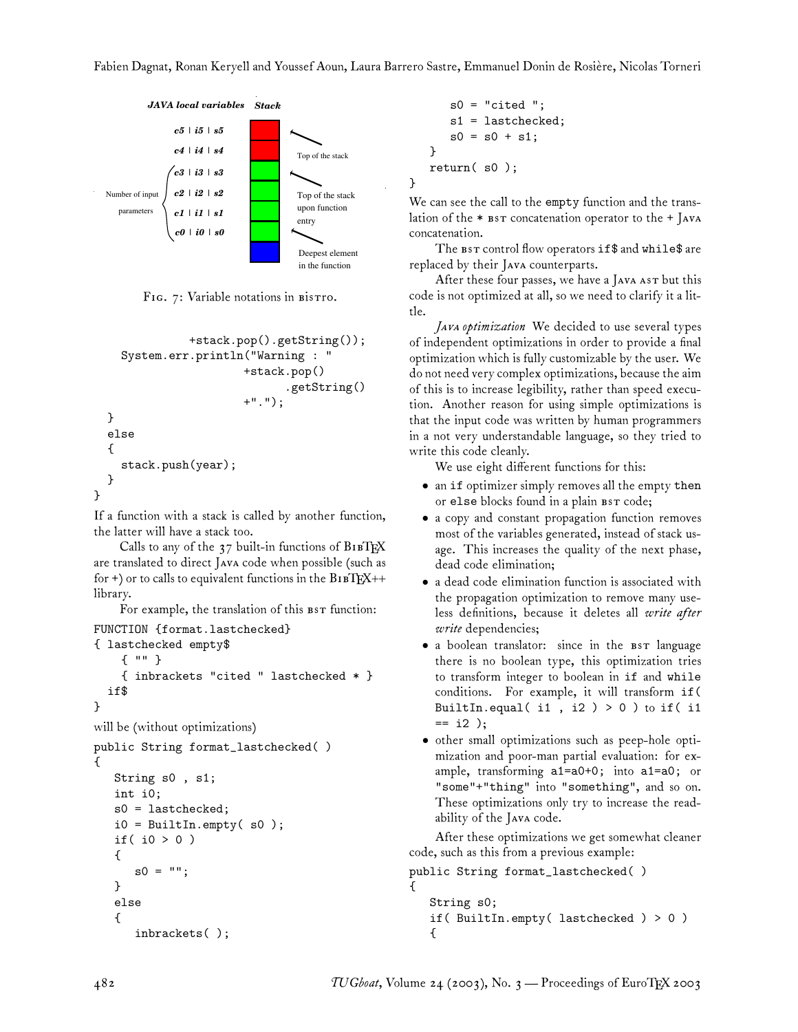JAVA local variables Stack

c5 | i5 | s5
c4 | i4 | s4
c3 | i3 | s3
c2 | i2 | s2
c1 | i1 | s1
c0 | i0 | s0

Number of input parameters

Top of the stack

Top of the stack upon function entry

Deepest element in the function

Fig. 7: Variable notations in BISTRO.

```
            +stack.pop().getString());
    System.err.println("Warning : "
                    +stack.pop()
                         .getString()
                    +".");
  }
  else
  {
    stack.push(year);
  }
}
```

If a function with a stack is called by another function, the latter will have a stack too.

Calls to any of the 37 built-in functions of BibTeX are translated to direct Java code when possible (such as for +) or to calls to equivalent functions in the BibTeX++ library.

For example, the translation of this BST function:

```
FUNCTION {format.lastchecked}
{ lastchecked empty$
    { "" }
    { inbrackets "cited " lastchecked * }
  if$
}
```

will be (without optimizations)

```
public String format_lastchecked( )
{
   String s0 , s1;
   int i0;
   s0 = lastchecked;
   i0 = BuiltIn.empty( s0 );
   if( i0 > 0 )
   {
      s0 = "";
   }
   else
   {
      inbrackets( );
      s0 = "cited ";
      s1 = lastchecked;
      s0 = s0 + s1;
   }
   return( s0 );
}
```

We can see the call to the `empty` function and the translation of the `*` BST concatenation operator to the `+` Java concatenation.

The BST control flow operators `if$` and `while$` are replaced by their Java counterparts.

After these four passes, we have a Java AST but this code is not optimized at all, so we need to clarify it a little.

*Java optimization* We decided to use several types of independent optimizations in order to provide a final optimization which is fully customizable by the user. We do not need very complex optimizations, because the aim of this is to increase legibility, rather than speed execution. Another reason for using simple optimizations is that the input code was written by human programmers in a not very understandable language, so they tried to write this code cleanly.

We use eight different functions for this:

- an `if` optimizer simply removes all the empty `then` or `else` blocks found in a plain BST code;
- a copy and constant propagation function removes most of the variables generated, instead of stack usage. This increases the quality of the next phase, dead code elimination;
- a dead code elimination function is associated with the propagation optimization to remove many useless definitions, because it deletes all *write after write* dependencies;
- a boolean translator: since in the BST language there is no boolean type, this optimization tries to transform integer to boolean in `if` and `while` conditions. For example, it will transform `if( BuiltIn.equal( i1 , i2 ) > 0 )` to `if( i1 == i2 )`;
- other small optimizations such as peep-hole optimization and poor-man partial evaluation: for example, transforming `a1=a0+0;` into `a1=a0;` or `"some"+"thing"` into `"something"`, and so on. These optimizations only try to increase the readability of the Java code.

After these optimizations we get somewhat cleaner code, such as this from a previous example:

```
public String format_lastchecked( )
{
   String s0;
   if( BuiltIn.empty( lastchecked ) > 0 )
   {
```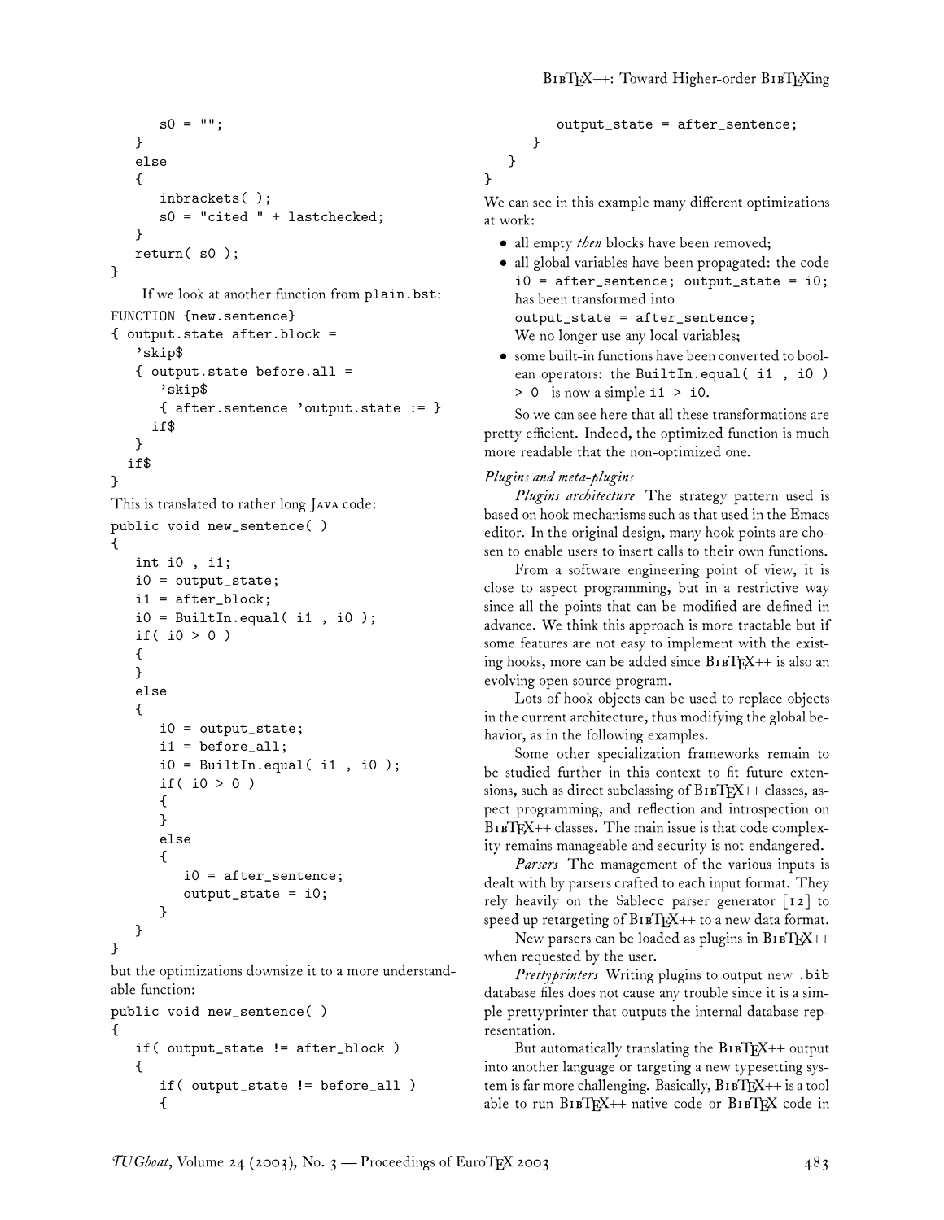```
      s0 = "";
   }
   else
   {
      inbrackets( );
      s0 = "cited " + lastchecked;
   }
   return( s0 );
}
```

If we look at another function from `plain.bst`:

```
FUNCTION {new.sentence}
{ output.state after.block =
   'skip$
   { output.state before.all =
      'skip$
      { after.sentence 'output.state := }
     if$
   }
  if$
}
```

This is translated to rather long JAVA code:

```
public void new_sentence( )
{
   int i0 , i1;
   i0 = output_state;
   i1 = after_block;
   i0 = BuiltIn.equal( i1 , i0 );
   if( i0 > 0 )
   {
   }
   else
   {
      i0 = output_state;
      i1 = before_all;
      i0 = BuiltIn.equal( i1 , i0 );
      if( i0 > 0 )
      {
      }
      else
      {
         i0 = after_sentence;
         output_state = i0;
      }
   }
}
```

but the optimizations downsize it to a more understandable function:

```
public void new_sentence( )
{
   if( output_state != after_block )
   {
      if( output_state != before_all )
      {
         output_state = after_sentence;
      }
   }
}
```

We can see in this example many different optimizations at work:

- all empty *then* blocks have been removed;
- all global variables have been propagated: the code `i0 = after_sentence; output_state = i0;` has been transformed into `output_state = after_sentence;` We no longer use any local variables;
- some built-in functions have been converted to boolean operators: the `BuiltIn.equal( i1 , i0 ) > 0` is now a simple `i1 > i0`.

So we can see here that all these transformations are pretty efficient. Indeed, the optimized function is much more readable that the non-optimized one.

*Plugins and meta-plugins*

*Plugins architecture* The strategy pattern used is based on hook mechanisms such as that used in the Emacs editor. In the original design, many hook points are chosen to enable users to insert calls to their own functions.

From a software engineering point of view, it is close to aspect programming, but in a restrictive way since all the points that can be modified are defined in advance. We think this approach is more tractable but if some features are not easy to implement with the existing hooks, more can be added since BIBTEX++ is also an evolving open source program.

Lots of hook objects can be used to replace objects in the current architecture, thus modifying the global behavior, as in the following examples.

Some other specialization frameworks remain to be studied further in this context to fit future extensions, such as direct subclassing of BIBTEX++ classes, aspect programming, and reflection and introspection on BIBTEX++ classes. The main issue is that code complexity remains manageable and security is not endangered.

*Parsers* The management of the various inputs is dealt with by parsers crafted to each input format. They rely heavily on the Sablecc parser generator [12] to speed up retargeting of BIBTEX++ to a new data format.

New parsers can be loaded as plugins in BIBTEX++ when requested by the user.

*Prettyprinters* Writing plugins to output new `.bib` database files does not cause any trouble since it is a simple prettyprinter that outputs the internal database representation.

But automatically translating the BIBTEX++ output into another language or targeting a new typesetting system is far more challenging. Basically, BIBTEX++ is a tool able to run BIBTEX++ native code or BIBTEX code in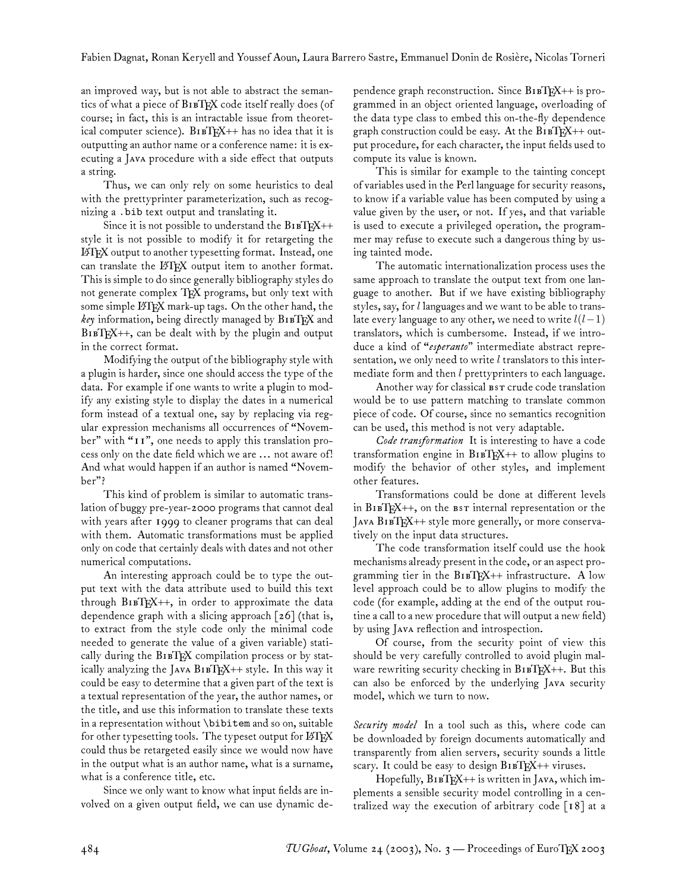an improved way, but is not able to abstract the semantics of what a piece of BibTeX code itself really does (of course; in fact, this is an intractable issue from theoretical computer science). BibTeX++ has no idea that it is outputting an author name or a conference name: it is executing a Java procedure with a side effect that outputs a string.

Thus, we can only rely on some heuristics to deal with the prettyprinter parameterization, such as recognizing a `.bib` text output and translating it.

Since it is not possible to understand the BibTeX++ style it is not possible to modify it for retargeting the LaTeX output to another typesetting format. Instead, one can translate the LaTeX output item to another format. This is simple to do since generally bibliography styles do not generate complex TeX programs, but only text with some simple LaTeX mark-up tags. On the other hand, the *key* information, being directly managed by BibTeX and BibTeX++, can be dealt with by the plugin and output in the correct format.

Modifying the output of the bibliography style with a plugin is harder, since one should access the type of the data. For example if one wants to write a plugin to modify any existing style to display the dates in a numerical form instead of a textual one, say by replacing via regular expression mechanisms all occurrences of "November" with "11", one needs to apply this translation process only on the date field which we are ... not aware of! And what would happen if an author is named "November"?

This kind of problem is similar to automatic translation of buggy pre-year-2000 programs that cannot deal with years after 1999 to cleaner programs that can deal with them. Automatic transformations must be applied only on code that certainly deals with dates and not other numerical computations.

An interesting approach could be to type the output text with the data attribute used to build this text through BibTeX++, in order to approximate the data dependence graph with a slicing approach [26] (that is, to extract from the style code only the minimal code needed to generate the value of a given variable) statically during the BibTeX compilation process or by statically analyzing the Java BibTeX++ style. In this way it could be easy to determine that a given part of the text is a textual representation of the year, the author names, or the title, and use this information to translate these texts in a representation without `\bibitem` and so on, suitable for other typesetting tools. The typeset output for LaTeX could thus be retargeted easily since we would now have in the output what is an author name, what is a surname, what is a conference title, etc.

Since we only want to know what input fields are involved on a given output field, we can use dynamic dependence graph reconstruction. Since BibTeX++ is programmed in an object oriented language, overloading of the data type class to embed this on-the-fly dependence graph construction could be easy. At the BibTeX++ output procedure, for each character, the input fields used to compute its value is known.

This is similar for example to the tainting concept of variables used in the Perl language for security reasons, to know if a variable value has been computed by using a value given by the user, or not. If yes, and that variable is used to execute a privileged operation, the programmer may refuse to execute such a dangerous thing by using tainted mode.

The automatic internationalization process uses the same approach to translate the output text from one language to another. But if we have existing bibliography styles, say, for $l$ languages and we want to be able to translate every language to any other, we need to write $l(l-1)$ translators, which is cumbersome. Instead, if we introduce a kind of "*esperanto*" intermediate abstract representation, we only need to write $l$ translators to this intermediate form and then $l$ prettyprinters to each language.

Another way for classical BST crude code translation would be to use pattern matching to translate common piece of code. Of course, since no semantics recognition can be used, this method is not very adaptable.

*Code transformation* It is interesting to have a code transformation engine in BibTeX++ to allow plugins to modify the behavior of other styles, and implement other features.

Transformations could be done at different levels in BibTeX++, on the BST internal representation or the Java BibTeX++ style more generally, or more conservatively on the input data structures.

The code transformation itself could use the hook mechanisms already present in the code, or an aspect programming tier in the BibTeX++ infrastructure. A low level approach could be to allow plugins to modify the code (for example, adding at the end of the output routine a call to a new procedure that will output a new field) by using Java reflection and introspection.

Of course, from the security point of view this should be very carefully controlled to avoid plugin malware rewriting security checking in BibTeX++. But this can also be enforced by the underlying Java security model, which we turn to now.

*Security model* In a tool such as this, where code can be downloaded by foreign documents automatically and transparently from alien servers, security sounds a little scary. It could be easy to design BibTeX++ viruses.

Hopefully, BibTeX++ is written in Java, which implements a sensible security model controlling in a centralized way the execution of arbitrary code [18] at a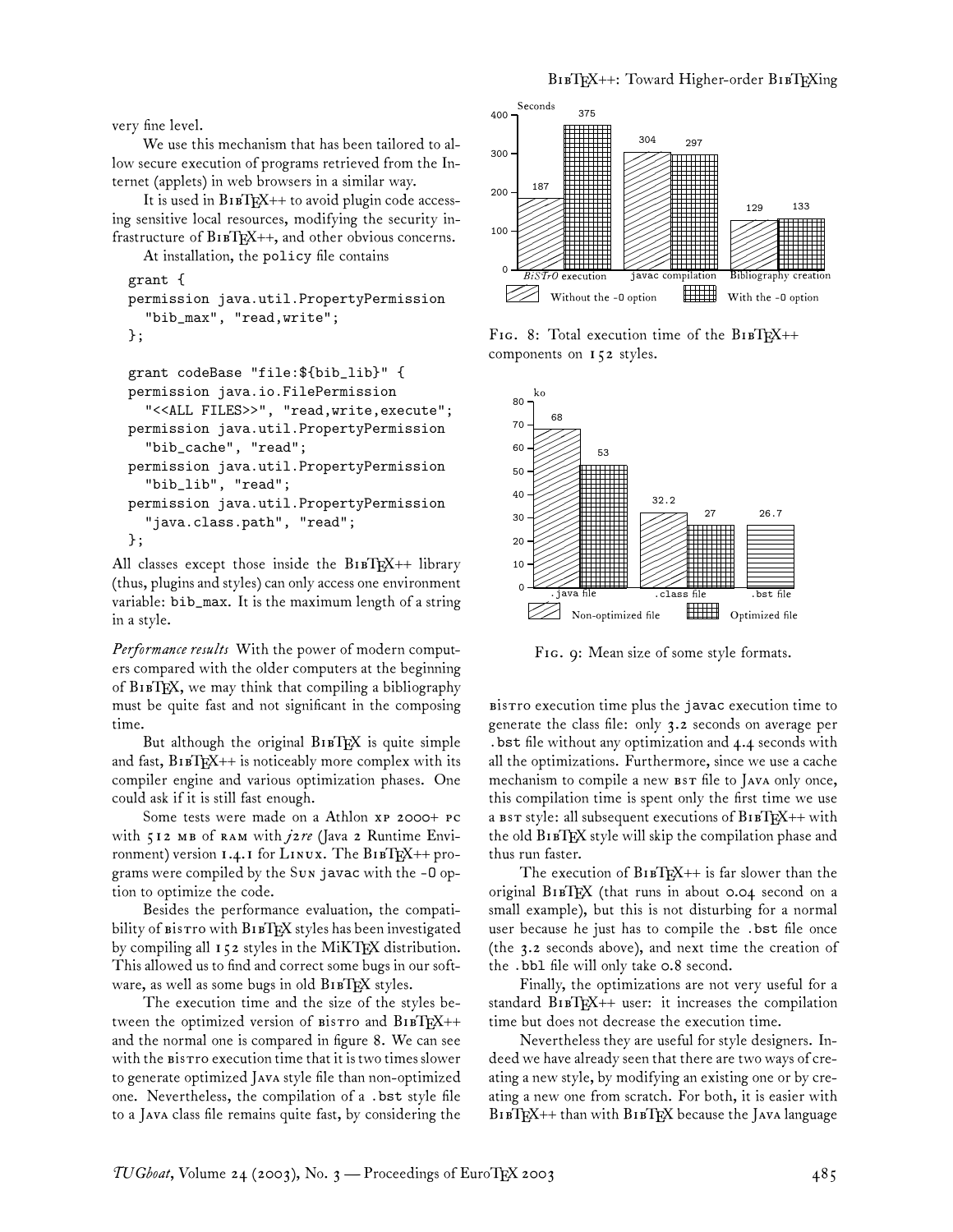very fine level.

We use this mechanism that has been tailored to allow secure execution of programs retrieved from the Internet (applets) in web browsers in a similar way.

It is used in BibTeX++ to avoid plugin code accessing sensitive local resources, modifying the security infrastructure of BibTeX++, and other obvious concerns.

At installation, the `policy` file contains

```
grant {
permission java.util.PropertyPermission
  "bib_max", "read,write";
};

grant codeBase "file:${bib_lib}" {
permission java.io.FilePermission
  "<<ALL FILES>>", "read,write,execute";
permission java.util.PropertyPermission
  "bib_cache", "read";
permission java.util.PropertyPermission
  "bib_lib", "read";
permission java.util.PropertyPermission
  "java.class.path", "read";
};
```

All classes except those inside the BibTeX++ library (thus, plugins and styles) can only access one environment variable: `bib_max`. It is the maximum length of a string in a style.

*Performance results* With the power of modern computers compared with the older computers at the beginning of BibTeX, we may think that compiling a bibliography must be quite fast and not significant in the composing time.

But although the original BibTeX is quite simple and fast, BibTeX++ is noticeably more complex with its compiler engine and various optimization phases. One could ask if it is still fast enough.

Some tests were made on a Athlon XP 2000+ PC with 512 MB of RAM with *j2re* (Java 2 Runtime Environment) version 1.4.1 for Linux. The BibTeX++ programs were compiled by the Sun `javac` with the `-O` option to optimize the code.

Besides the performance evaluation, the compatibility of BiSTrO with BibTeX styles has been investigated by compiling all 152 styles in the MiKTeX distribution. This allowed us to find and correct some bugs in our software, as well as some bugs in old BibTeX styles.

The execution time and the size of the styles between the optimized version of BiSTrO and BibTeX++ and the normal one is compared in figure 8. We can see with the BiSTrO execution time that it is two times slower to generate optimized Java style file than non-optimized one. Nevertheless, the compilation of a `.bst` style file to a Java class file remains quite fast, by considering the

| Seconds | Without the `-O` option | With the `-O` option |
|---|---|---|
| *BiSTrO* execution | 187 | 375 |
| `javac` compilation | 304 | 297 |
| Bibliography creation | 129 | 133 |

Fig. 8: Total execution time of the BibTeX++ components on 152 styles.

| ko | Non-optimized file | Optimized file |
|---|---|---|
| `.java` file | 68 | 53 |
| `.class` file | 32.2 | 27 |
| `.bst` file | 26.7 | |

Fig. 9: Mean size of some style formats.

BiSTrO execution time plus the `javac` execution time to generate the class file: only 3.2 seconds on average per `.bst` file without any optimization and 4.4 seconds with all the optimizations. Furthermore, since we use a cache mechanism to compile a new BST file to Java only once, this compilation time is spent only the first time we use a BST style: all subsequent executions of BibTeX++ with the old BibTeX style will skip the compilation phase and thus run faster.

The execution of BibTeX++ is far slower than the original BibTeX (that runs in about 0.04 second on a small example), but this is not disturbing for a normal user because he just has to compile the `.bst` file once (the 3.2 seconds above), and next time the creation of the `.bbl` file will only take 0.8 second.

Finally, the optimizations are not very useful for a standard BibTeX++ user: it increases the compilation time but does not decrease the execution time.

Nevertheless they are useful for style designers. Indeed we have already seen that there are two ways of creating a new style, by modifying an existing one or by creating a new one from scratch. For both, it is easier with BibTeX++ than with BibTeX because the Java language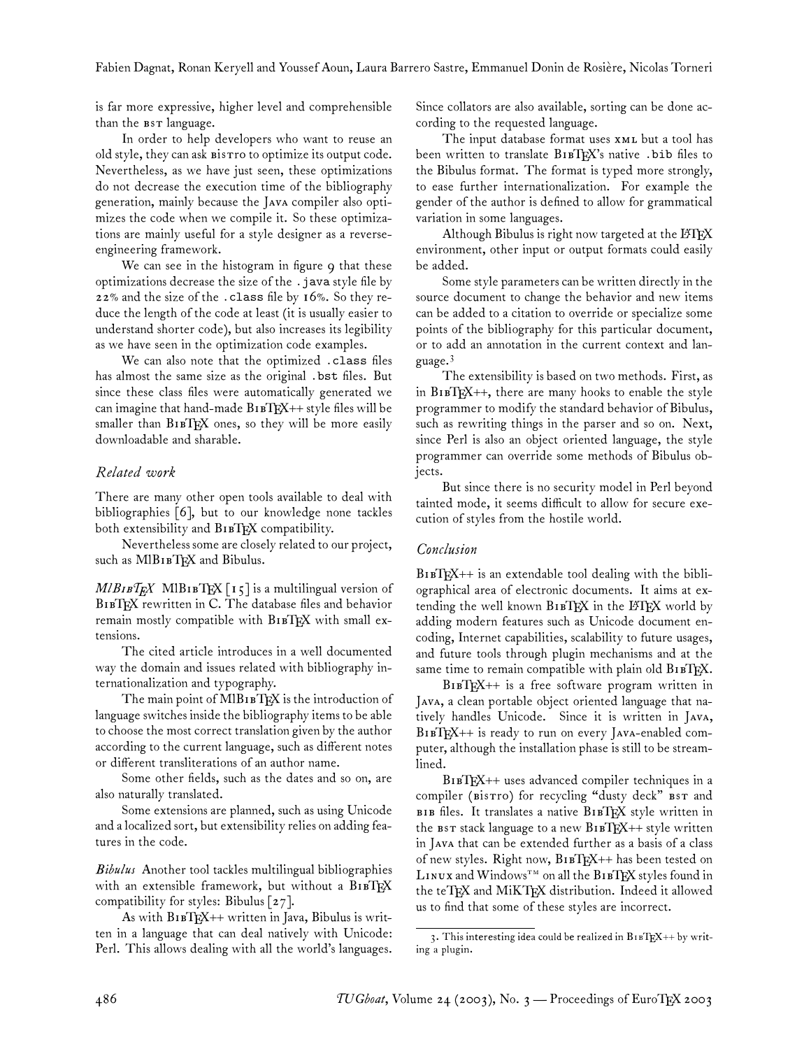is far more expressive, higher level and comprehensible than the BST language.

In order to help developers who want to reuse an old style, they can ask BISTRO to optimize its output code. Nevertheless, as we have just seen, these optimizations do not decrease the execution time of the bibliography generation, mainly because the JAVA compiler also optimizes the code when we compile it. So these optimizations are mainly useful for a style designer as a reverse-engineering framework.

We can see in the histogram in figure 9 that these optimizations decrease the size of the `.java` style file by 22% and the size of the `.class` file by 16%. So they reduce the length of the code at least (it is usually easier to understand shorter code), but also increases its legibility as we have seen in the optimization code examples.

We can also note that the optimized `.class` files has almost the same size as the original `.bst` files. But since these class files were automatically generated we can imagine that hand-made BIBTEX++ style files will be smaller than BIBTEX ones, so they will be more easily downloadable and sharable.

## *Related work*

There are many other open tools available to deal with bibliographies [6], but to our knowledge none tackles both extensibility and BIBTEX compatibility.

Nevertheless some are closely related to our project, such as MlBIBTEX and Bibulus.

*MlBIBTEX* MlBIBTEX [15] is a multilingual version of BIBTEX rewritten in C. The database files and behavior remain mostly compatible with BIBTEX with small extensions.

The cited article introduces in a well documented way the domain and issues related with bibliography internationalization and typography.

The main point of MlBIBTEX is the introduction of language switches inside the bibliography items to be able to choose the most correct translation given by the author according to the current language, such as different notes or different transliterations of an author name.

Some other fields, such as the dates and so on, are also naturally translated.

Some extensions are planned, such as using Unicode and a localized sort, but extensibility relies on adding features in the code.

*Bibulus* Another tool tackles multilingual bibliographies with an extensible framework, but without a BIBTEX compatibility for styles: Bibulus [27].

As with BIBTEX++ written in Java, Bibulus is written in a language that can deal natively with Unicode: Perl. This allows dealing with all the world's languages. Since collators are also available, sorting can be done according to the requested language.

The input database format uses XML but a tool has been written to translate BIBTEX's native `.bib` files to the Bibulus format. The format is typed more strongly, to ease further internationalization. For example the gender of the author is defined to allow for grammatical variation in some languages.

Although Bibulus is right now targeted at the LATEX environment, other input or output formats could easily be added.

Some style parameters can be written directly in the source document to change the behavior and new items can be added to a citation to override or specialize some points of the bibliography for this particular document, or to add an annotation in the current context and language.[3]

The extensibility is based on two methods. First, as in BIBTEX++, there are many hooks to enable the style programmer to modify the standard behavior of Bibulus, such as rewriting things in the parser and so on. Next, since Perl is also an object oriented language, the style programmer can override some methods of Bibulus objects.

But since there is no security model in Perl beyond tainted mode, it seems difficult to allow for secure execution of styles from the hostile world.

## *Conclusion*

BIBTEX++ is an extendable tool dealing with the bibliographical area of electronic documents. It aims at extending the well known BIBTEX in the LATEX world by adding modern features such as Unicode document encoding, Internet capabilities, scalability to future usages, and future tools through plugin mechanisms and at the same time to remain compatible with plain old BIBTEX.

BIBTEX++ is a free software program written in JAVA, a clean portable object oriented language that natively handles Unicode. Since it is written in JAVA, BIBTEX++ is ready to run on every JAVA-enabled computer, although the installation phase is still to be streamlined.

BIBTEX++ uses advanced compiler techniques in a compiler (BISTRO) for recycling "dusty deck" BST and BIB files. It translates a native BIBTEX style written in the BST stack language to a new BIBTEX++ style written in JAVA that can be extended further as a basis of a class of new styles. Right now, BIBTEX++ has been tested on LINUX and Windows™ on all the BIBTEX styles found in the teTEX and MiKTEX distribution. Indeed it allowed us to find that some of these styles are incorrect.

---

3. This interesting idea could be realized in BIBTEX++ by writing a plugin.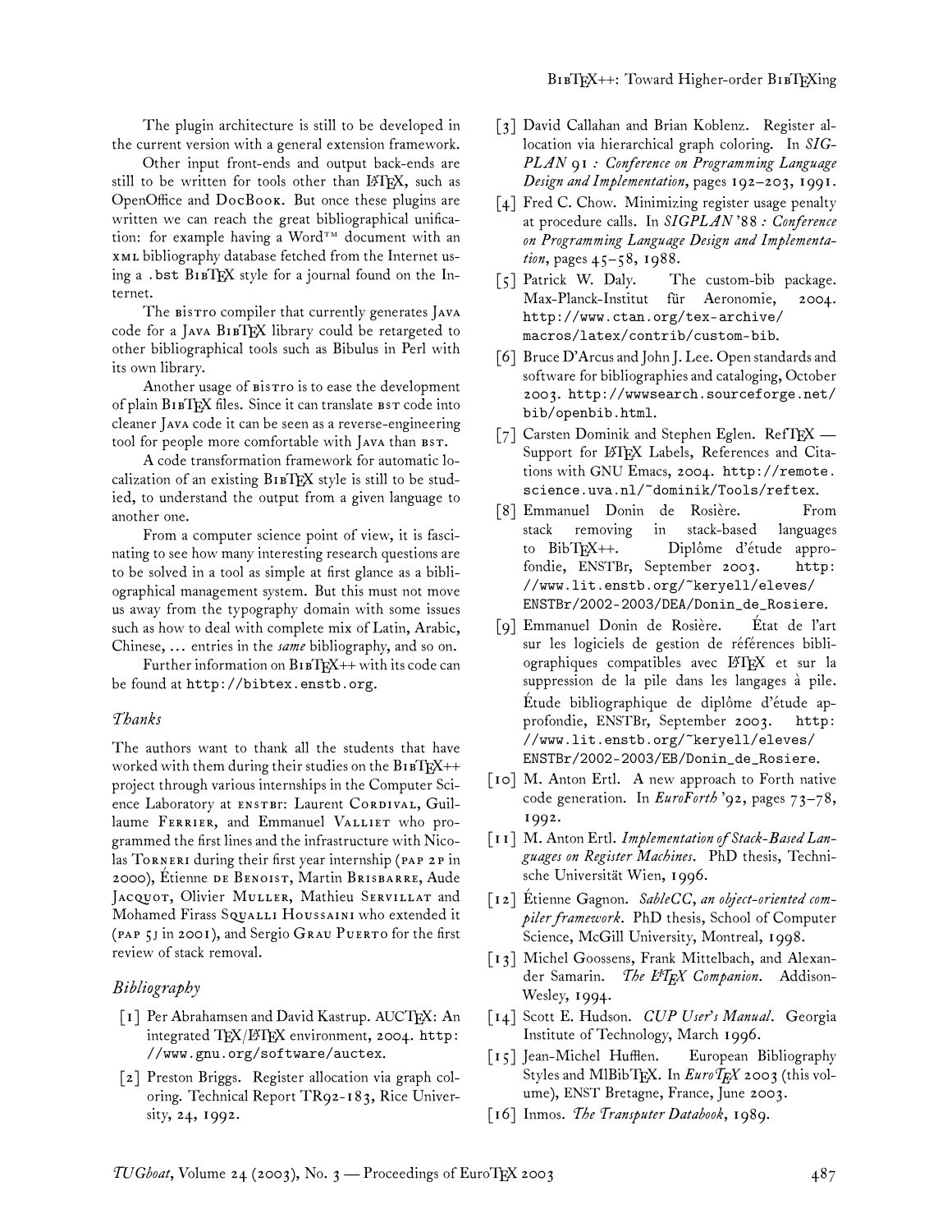The plugin architecture is still to be developed in the current version with a general extension framework.

Other input front-ends and output back-ends are still to be written for tools other than LaTeX, such as OpenOffice and DocBook. But once these plugins are written we can reach the great bibliographical unification: for example having a Word™ document with an XML bibliography database fetched from the Internet using a `.bst` BibTeX style for a journal found on the Internet.

The BISTRO compiler that currently generates Java code for a Java BibTeX library could be retargeted to other bibliographical tools such as Bibulus in Perl with its own library.

Another usage of BISTRO is to ease the development of plain BibTeX files. Since it can translate BST code into cleaner Java code it can be seen as a reverse-engineering tool for people more comfortable with Java than BST.

A code transformation framework for automatic localization of an existing BibTeX style is still to be studied, to understand the output from a given language to another one.

From a computer science point of view, it is fascinating to see how many interesting research questions are to be solved in a tool as simple at first glance as a bibliographical management system. But this must not move us away from the typography domain with some issues such as how to deal with complete mix of Latin, Arabic, Chinese, ... entries in the *same* bibliography, and so on.

Further information on BibTeX++ with its code can be found at `http://bibtex.enstb.org`.

### *Thanks*

The authors want to thank all the students that have worked with them during their studies on the BibTeX++ project through various internships in the Computer Science Laboratory at ENSTBr: Laurent Cordival, Guillaume Ferrier, and Emmanuel Valliet who programmed the first lines and the infrastructure with Nicolas Torneri during their first year internship (PAP 2P in 2000), Étienne de Benoist, Martin Brisbarre, Aude Jacquot, Olivier Muller, Mathieu Servillat and Mohamed Firass Squalli Houssaini who extended it (PAP 5J in 2001), and Sergio Grau Puerto for the first review of stack removal.

### *Bibliography*

[1] Per Abrahamsen and David Kastrup. AUCTeX: An integrated TeX/LaTeX environment, 2004. `http://www.gnu.org/software/auctex`.

[2] Preston Briggs. Register allocation via graph coloring. Technical Report TR92-183, Rice University, 24, 1992.

[3] David Callahan and Brian Koblenz. Register allocation via hierarchical graph coloring. In *SIGPLAN 91 : Conference on Programming Language Design and Implementation*, pages 192–203, 1991.

[4] Fred C. Chow. Minimizing register usage penalty at procedure calls. In *SIGPLAN '88 : Conference on Programming Language Design and Implementation*, pages 45–58, 1988.

[5] Patrick W. Daly. The custom-bib package. Max-Planck-Institut für Aeronomie, 2004. `http://www.ctan.org/tex-archive/macros/latex/contrib/custom-bib`.

[6] Bruce D'Arcus and John J. Lee. Open standards and software for bibliographies and cataloging, October 2003. `http://wwwsearch.sourceforge.net/bib/openbib.html`.

[7] Carsten Dominik and Stephen Eglen. RefTeX — Support for LaTeX Labels, References and Citations with GNU Emacs, 2004. `http://remote.science.uva.nl/~dominik/Tools/reftex`.

[8] Emmanuel Donin de Rosière. From stack removing in stack-based languages to BibTeX++. Diplôme d'étude approfondie, ENSTBr, September 2003. `http://www.lit.enstb.org/~keryell/eleves/ENSTBr/2002-2003/DEA/Donin_de_Rosiere`.

[9] Emmanuel Donin de Rosière. État de l'art sur les logiciels de gestion de références bibliographiques compatibles avec LaTeX et sur la suppression de la pile dans les langages à pile. Étude bibliographique de diplôme d'étude approfondie, ENSTBr, September 2003. `http://www.lit.enstb.org/~keryell/eleves/ENSTBr/2002-2003/EB/Donin_de_Rosiere`.

[10] M. Anton Ertl. A new approach to Forth native code generation. In *EuroForth '92*, pages 73–78, 1992.

[11] M. Anton Ertl. *Implementation of Stack-Based Languages on Register Machines*. PhD thesis, Technische Universität Wien, 1996.

[12] Étienne Gagnon. *SableCC, an object-oriented compiler framework*. PhD thesis, School of Computer Science, McGill University, Montreal, 1998.

[13] Michel Goossens, Frank Mittelbach, and Alexander Samarin. *The LaTeX Companion*. Addison-Wesley, 1994.

[14] Scott E. Hudson. *CUP User's Manual*. Georgia Institute of Technology, March 1996.

[15] Jean-Michel Hufflen. European Bibliography Styles and MlBibTeX. In *EuroTeX 2003* (this volume), ENST Bretagne, France, June 2003.

[16] Inmos. *The Transputer Databook*, 1989.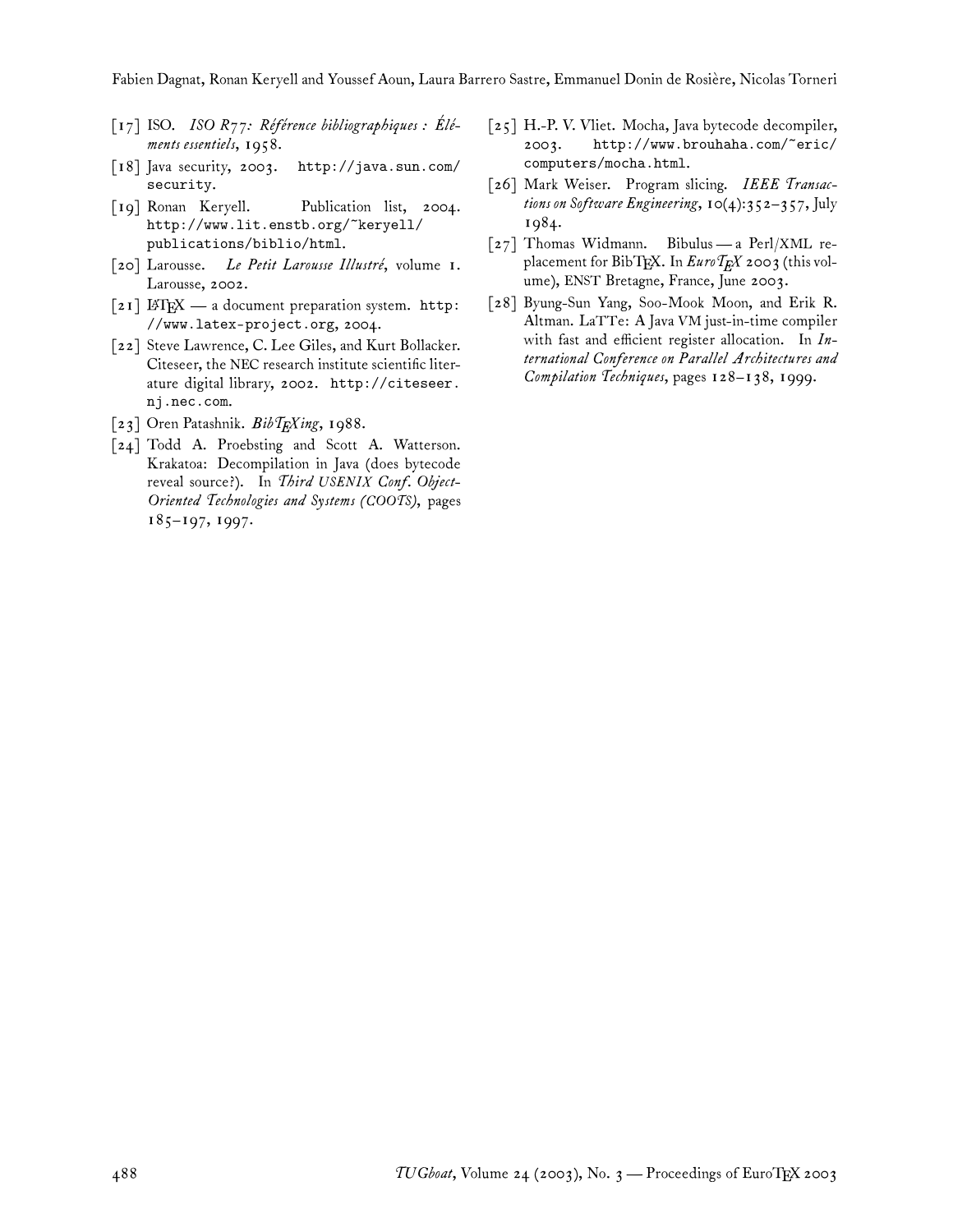[17] ISO. *ISO R77: Référence bibliographiques : Éléments essentiels*, 1958.

[18] Java security, 2003. http://java.sun.com/security.

[19] Ronan Keryell. Publication list, 2004. http://www.lit.enstb.org/~keryell/publications/biblio/html.

[20] Larousse. *Le Petit Larousse Illustré*, volume 1. Larousse, 2002.

[21] LaTeX — a document preparation system. http://www.latex-project.org, 2004.

[22] Steve Lawrence, C. Lee Giles, and Kurt Bollacker. Citeseer, the NEC research institute scientific literature digital library, 2002. http://citeseer.nj.nec.com.

[23] Oren Patashnik. *BibTeXing*, 1988.

[24] Todd A. Proebsting and Scott A. Watterson. Krakatoa: Decompilation in Java (does bytecode reveal source?). In *Third USENIX Conf. Object-Oriented Technologies and Systems (COOTS)*, pages 185–197, 1997.

[25] H.-P. V. Vliet. Mocha, Java bytecode decompiler, 2003. http://www.brouhaha.com/~eric/computers/mocha.html.

[26] Mark Weiser. Program slicing. *IEEE Transactions on Software Engineering*, 10(4):352–357, July 1984.

[27] Thomas Widmann. Bibulus — a Perl/XML replacement for BibTeX. In *EuroTeX* 2003 (this volume), ENST Bretagne, France, June 2003.

[28] Byung-Sun Yang, Soo-Mook Moon, and Erik R. Altman. LaTTe: A Java VM just-in-time compiler with fast and efficient register allocation. In *International Conference on Parallel Architectures and Compilation Techniques*, pages 128–138, 1999.